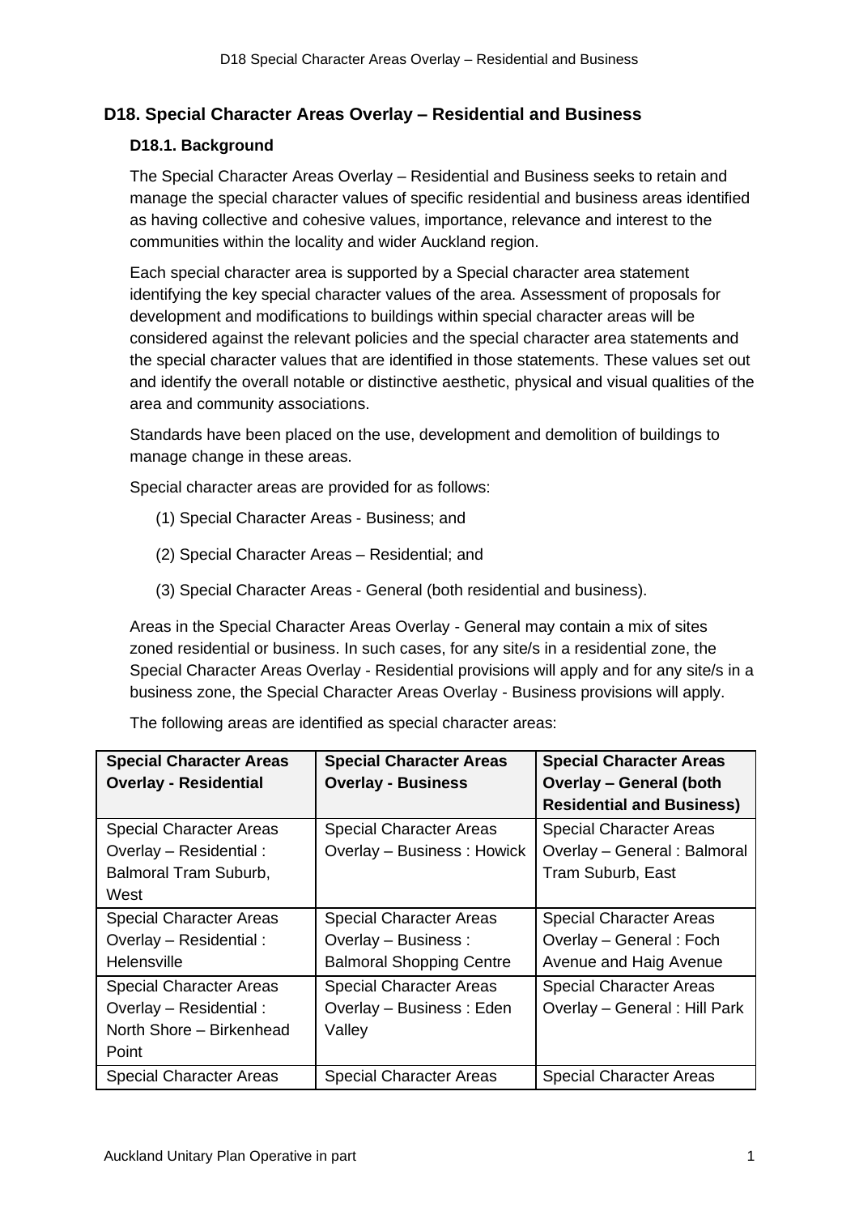# D18. Special Character Areas Overlay – Residential and Business

## D18.1. Background

The Special Character Areas Overlay – Residential and Business seeks to retain and manage the special character values of specific residential and business areas identified as having collective and cohesive values, importance, relevance and interest to the communities within the locality and wider Auckland region.

Each special character area is supported by a Special character area statement identifying the key special character values of the area. Assessment of proposals for development and modifications to buildings within special character areas will be considered against the relevant policies and the special character area statements and the special character values that are identified in those statements. These values set out and identify the overall notable or distinctive aesthetic, physical and visual qualities of the area and community associations.

Standards have been placed on the use, development and demolition of buildings to manage change in these areas.

Special character areas are provided for as follows:

(1) Special Character Areas - Business; and

(2) Special Character Areas – Residential; and

(3) Special Character Areas - General (both residential and business).

Areas in the Special Character Areas Overlay - General may contain a mix of sites zoned residential or business. In such cases, for any site/s in a residential zone, the Special Character Areas Overlay - Residential provisions will apply and for any site/s in a business zone, the Special Character Areas Overlay - Business provisions will apply.

The following areas are identified as special character areas:

| **Special Character Areas Overlay - Residential** | **Special Character Areas Overlay - Business** | **Special Character Areas Overlay – General (both Residential and Business)** |
|---|---|---|
| Special Character Areas Overlay – Residential : Balmoral Tram Suburb, West | Special Character Areas Overlay – Business : Howick | Special Character Areas Overlay – General : Balmoral Tram Suburb, East |
| Special Character Areas Overlay – Residential : Helensville | Special Character Areas Overlay – Business : Balmoral Shopping Centre | Special Character Areas Overlay – General : Foch Avenue and Haig Avenue |
| Special Character Areas Overlay – Residential : North Shore – Birkenhead Point | Special Character Areas Overlay – Business : Eden Valley | Special Character Areas Overlay – General : Hill Park |
| Special Character Areas | Special Character Areas | Special Character Areas |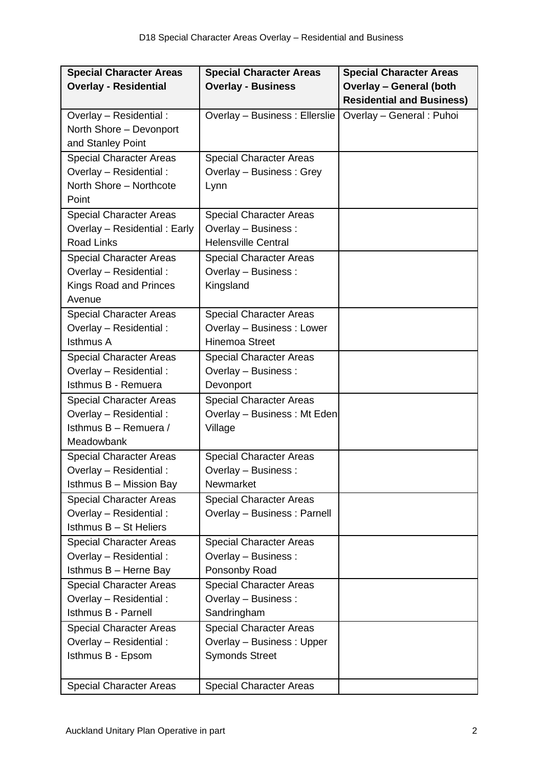| Special Character Areas Overlay - Residential | Special Character Areas Overlay - Business | Special Character Areas Overlay – General (both Residential and Business) |
|---|---|---|
| Overlay – Residential : North Shore – Devonport and Stanley Point | Overlay – Business : Ellerslie | Overlay – General : Puhoi |
| Special Character Areas Overlay – Residential : North Shore – Northcote Point | Special Character Areas Overlay – Business : Grey Lynn | |
| Special Character Areas Overlay – Residential : Early Road Links | Special Character Areas Overlay – Business : Helensville Central | |
| Special Character Areas Overlay – Residential : Kings Road and Princes Avenue | Special Character Areas Overlay – Business : Kingsland | |
| Special Character Areas Overlay – Residential : Isthmus A | Special Character Areas Overlay – Business : Lower Hinemoa Street | |
| Special Character Areas Overlay – Residential : Isthmus B - Remuera | Special Character Areas Overlay – Business : Devonport | |
| Special Character Areas Overlay – Residential : Isthmus B – Remuera / Meadowbank | Special Character Areas Overlay – Business : Mt Eden Village | |
| Special Character Areas Overlay – Residential : Isthmus B – Mission Bay | Special Character Areas Overlay – Business : Newmarket | |
| Special Character Areas Overlay – Residential : Isthmus B – St Heliers | Special Character Areas Overlay – Business : Parnell | |
| Special Character Areas Overlay – Residential : Isthmus B – Herne Bay | Special Character Areas Overlay – Business : Ponsonby Road | |
| Special Character Areas Overlay – Residential : Isthmus B - Parnell | Special Character Areas Overlay – Business : Sandringham | |
| Special Character Areas Overlay – Residential : Isthmus B - Epsom | Special Character Areas Overlay – Business : Upper Symonds Street | |
| Special Character Areas | Special Character Areas | |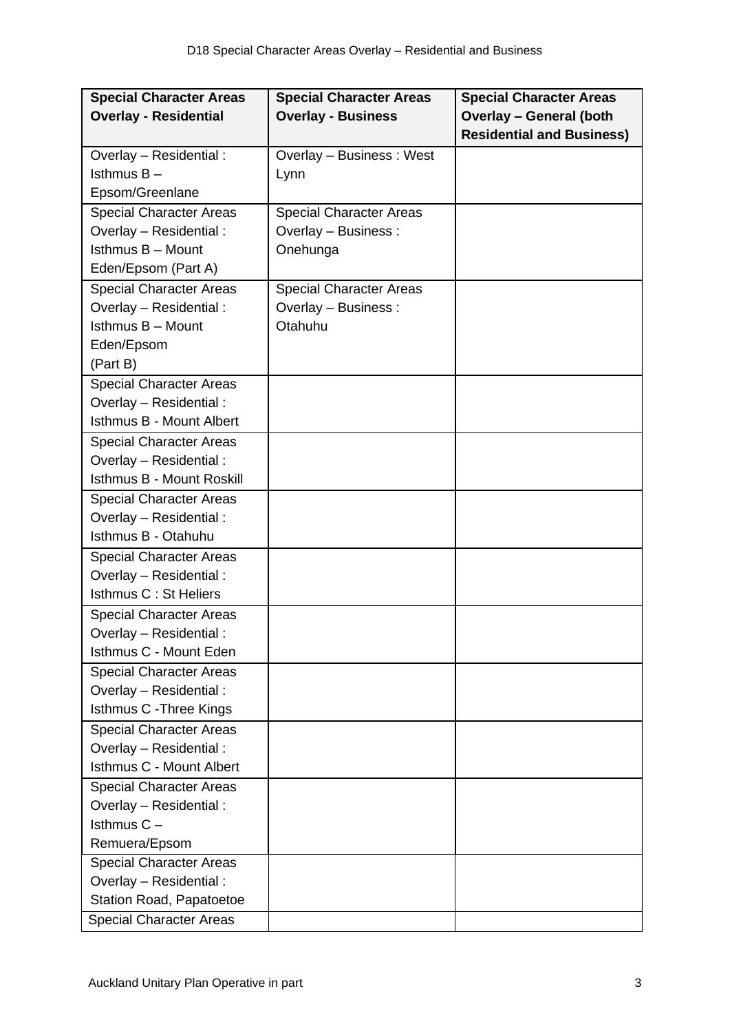| Special Character Areas Overlay - Residential | Special Character Areas Overlay - Business | Special Character Areas Overlay – General (both Residential and Business) |
|---|---|---|
| Overlay – Residential : Isthmus B – Epsom/Greenlane | Overlay – Business : West Lynn | |
| Special Character Areas Overlay – Residential : Isthmus B – Mount Eden/Epsom (Part A) | Special Character Areas Overlay – Business : Onehunga | |
| Special Character Areas Overlay – Residential : Isthmus B – Mount Eden/Epsom (Part B) | Special Character Areas Overlay – Business : Otahuhu | |
| Special Character Areas Overlay – Residential : Isthmus B - Mount Albert | | |
| Special Character Areas Overlay – Residential : Isthmus B - Mount Roskill | | |
| Special Character Areas Overlay – Residential : Isthmus B - Otahuhu | | |
| Special Character Areas Overlay – Residential : Isthmus C : St Heliers | | |
| Special Character Areas Overlay – Residential : Isthmus C - Mount Eden | | |
| Special Character Areas Overlay – Residential : Isthmus C -Three Kings | | |
| Special Character Areas Overlay – Residential : Isthmus C - Mount Albert | | |
| Special Character Areas Overlay – Residential : Isthmus C – Remuera/Epsom | | |
| Special Character Areas Overlay – Residential : Station Road, Papatoetoe | | |
| Special Character Areas | | |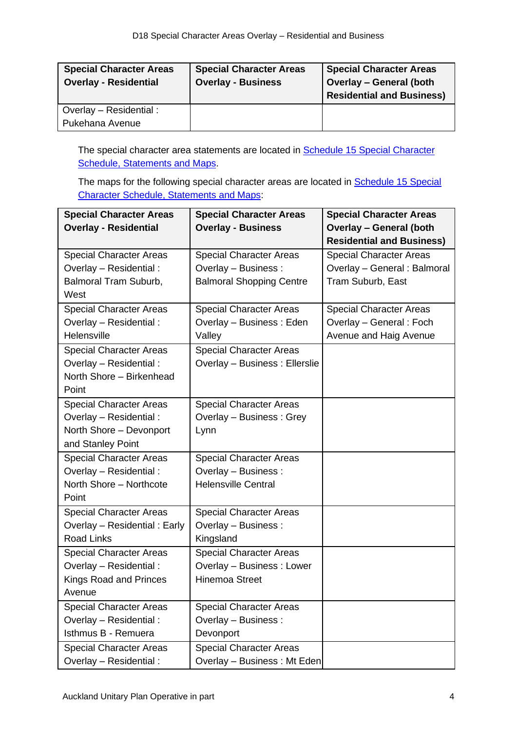| Special Character Areas Overlay - Residential | Special Character Areas Overlay - Business | Special Character Areas Overlay – General (both Residential and Business) |
| --- | --- | --- |
| Overlay – Residential : Pukehana Avenue | | |

The special character area statements are located in [Schedule 15 Special Character Schedule, Statements and Maps](#).

The maps for the following special character areas are located in [Schedule 15 Special Character Schedule, Statements and Maps](#):

| Special Character Areas Overlay - Residential | Special Character Areas Overlay - Business | Special Character Areas Overlay – General (both Residential and Business) |
| --- | --- | --- |
| Special Character Areas Overlay – Residential : Balmoral Tram Suburb, West | Special Character Areas Overlay – Business : Balmoral Shopping Centre | Special Character Areas Overlay – General : Balmoral Tram Suburb, East |
| Special Character Areas Overlay – Residential : Helensville | Special Character Areas Overlay – Business : Eden Valley | Special Character Areas Overlay – General : Foch Avenue and Haig Avenue |
| Special Character Areas Overlay – Residential : North Shore – Birkenhead Point | Special Character Areas Overlay – Business : Ellerslie | |
| Special Character Areas Overlay – Residential : North Shore – Devonport and Stanley Point | Special Character Areas Overlay – Business : Grey Lynn | |
| Special Character Areas Overlay – Residential : North Shore – Northcote Point | Special Character Areas Overlay – Business : Helensville Central | |
| Special Character Areas Overlay – Residential : Early Road Links | Special Character Areas Overlay – Business : Kingsland | |
| Special Character Areas Overlay – Residential : Kings Road and Princes Avenue | Special Character Areas Overlay – Business : Lower Hinemoa Street | |
| Special Character Areas Overlay – Residential : Isthmus B - Remuera | Special Character Areas Overlay – Business : Devonport | |
| Special Character Areas Overlay – Residential : | Special Character Areas Overlay – Business : Mt Eden | |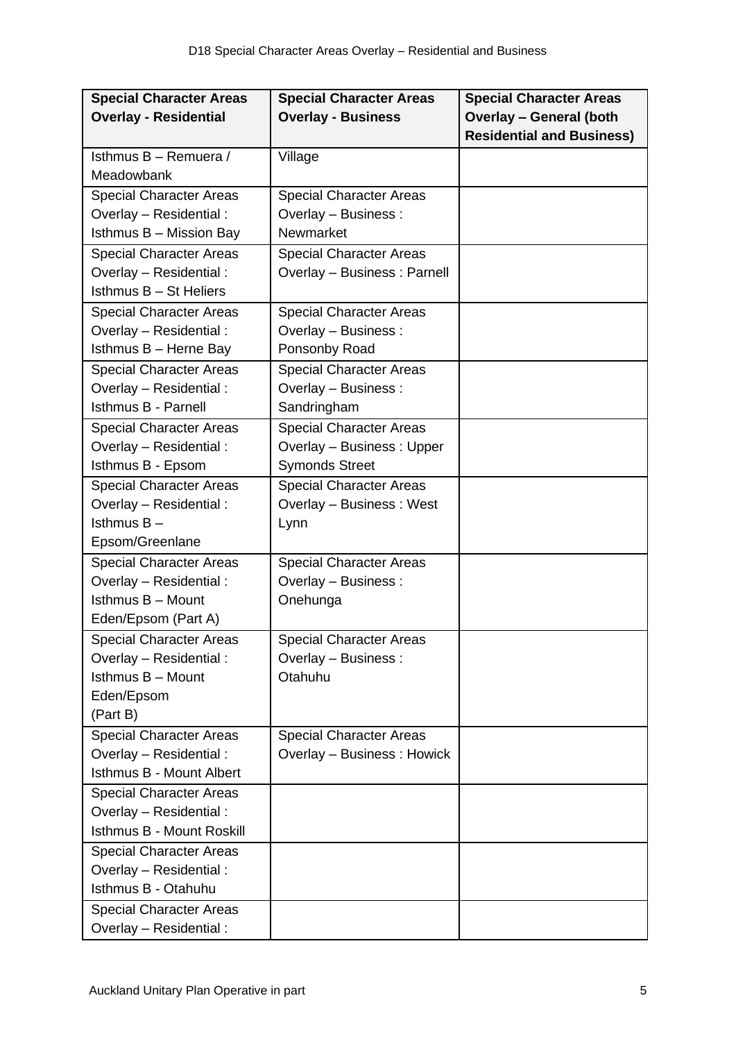| Special Character Areas Overlay - Residential | Special Character Areas Overlay - Business | Special Character Areas Overlay – General (both Residential and Business) |
|---|---|---|
| Isthmus B – Remuera / Meadowbank | Village | |
| Special Character Areas Overlay – Residential : Isthmus B – Mission Bay | Special Character Areas Overlay – Business : Newmarket | |
| Special Character Areas Overlay – Residential : Isthmus B – St Heliers | Special Character Areas Overlay – Business : Parnell | |
| Special Character Areas Overlay – Residential : Isthmus B – Herne Bay | Special Character Areas Overlay – Business : Ponsonby Road | |
| Special Character Areas Overlay – Residential : Isthmus B - Parnell | Special Character Areas Overlay – Business : Sandringham | |
| Special Character Areas Overlay – Residential : Isthmus B - Epsom | Special Character Areas Overlay – Business : Upper Symonds Street | |
| Special Character Areas Overlay – Residential : Isthmus B – Epsom/Greenlane | Special Character Areas Overlay – Business : West Lynn | |
| Special Character Areas Overlay – Residential : Isthmus B – Mount Eden/Epsom (Part A) | Special Character Areas Overlay – Business : Onehunga | |
| Special Character Areas Overlay – Residential : Isthmus B – Mount Eden/Epsom (Part B) | Special Character Areas Overlay – Business : Otahuhu | |
| Special Character Areas Overlay – Residential : Isthmus B - Mount Albert | Special Character Areas Overlay – Business : Howick | |
| Special Character Areas Overlay – Residential : Isthmus B - Mount Roskill | | |
| Special Character Areas Overlay – Residential : Isthmus B - Otahuhu | | |
| Special Character Areas Overlay – Residential : | | |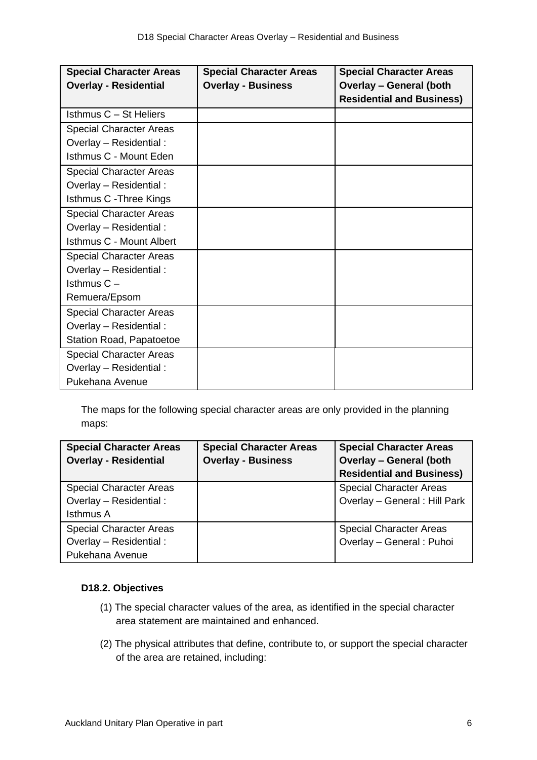| Special Character Areas Overlay - Residential | Special Character Areas Overlay - Business | Special Character Areas Overlay – General (both Residential and Business) |
|---|---|---|
| Isthmus C – St Heliers | | |
| Special Character Areas Overlay – Residential : Isthmus C - Mount Eden | | |
| Special Character Areas Overlay – Residential : Isthmus C -Three Kings | | |
| Special Character Areas Overlay – Residential : Isthmus C - Mount Albert | | |
| Special Character Areas Overlay – Residential : Isthmus C – Remuera/Epsom | | |
| Special Character Areas Overlay – Residential : Station Road, Papatoetoe | | |
| Special Character Areas Overlay – Residential : Pukehana Avenue | | |

The maps for the following special character areas are only provided in the planning maps:

| Special Character Areas Overlay - Residential | Special Character Areas Overlay - Business | Special Character Areas Overlay – General (both Residential and Business) |
|---|---|---|
| Special Character Areas Overlay – Residential : Isthmus A | | Special Character Areas Overlay – General : Hill Park |
| Special Character Areas Overlay – Residential : Pukehana Avenue | | Special Character Areas Overlay – General : Puhoi |

### D18.2. Objectives

(1) The special character values of the area, as identified in the special character area statement are maintained and enhanced.

(2) The physical attributes that define, contribute to, or support the special character of the area are retained, including: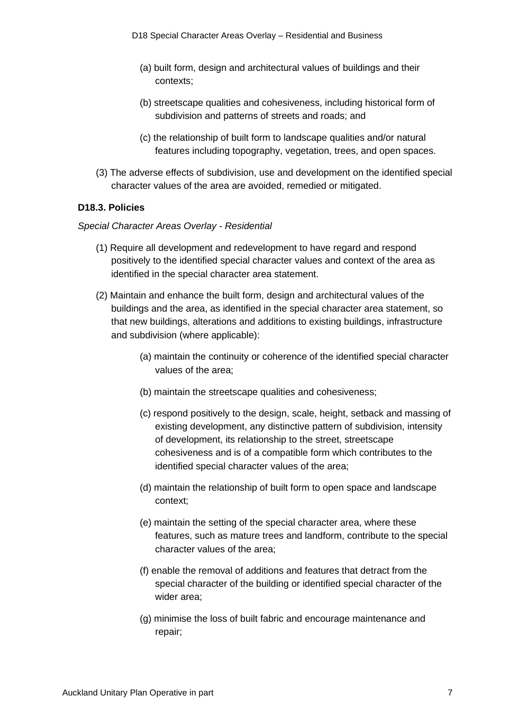(a) built form, design and architectural values of buildings and their contexts;

(b) streetscape qualities and cohesiveness, including historical form of subdivision and patterns of streets and roads; and

(c) the relationship of built form to landscape qualities and/or natural features including topography, vegetation, trees, and open spaces.

(3) The adverse effects of subdivision, use and development on the identified special character values of the area are avoided, remedied or mitigated.

**D18.3. Policies**

*Special Character Areas Overlay - Residential*

(1) Require all development and redevelopment to have regard and respond positively to the identified special character values and context of the area as identified in the special character area statement.

(2) Maintain and enhance the built form, design and architectural values of the buildings and the area, as identified in the special character area statement, so that new buildings, alterations and additions to existing buildings, infrastructure and subdivision (where applicable):

(a) maintain the continuity or coherence of the identified special character values of the area;

(b) maintain the streetscape qualities and cohesiveness;

(c) respond positively to the design, scale, height, setback and massing of existing development, any distinctive pattern of subdivision, intensity of development, its relationship to the street, streetscape cohesiveness and is of a compatible form which contributes to the identified special character values of the area;

(d) maintain the relationship of built form to open space and landscape context;

(e) maintain the setting of the special character area, where these features, such as mature trees and landform, contribute to the special character values of the area;

(f) enable the removal of additions and features that detract from the special character of the building or identified special character of the wider area;

(g) minimise the loss of built fabric and encourage maintenance and repair;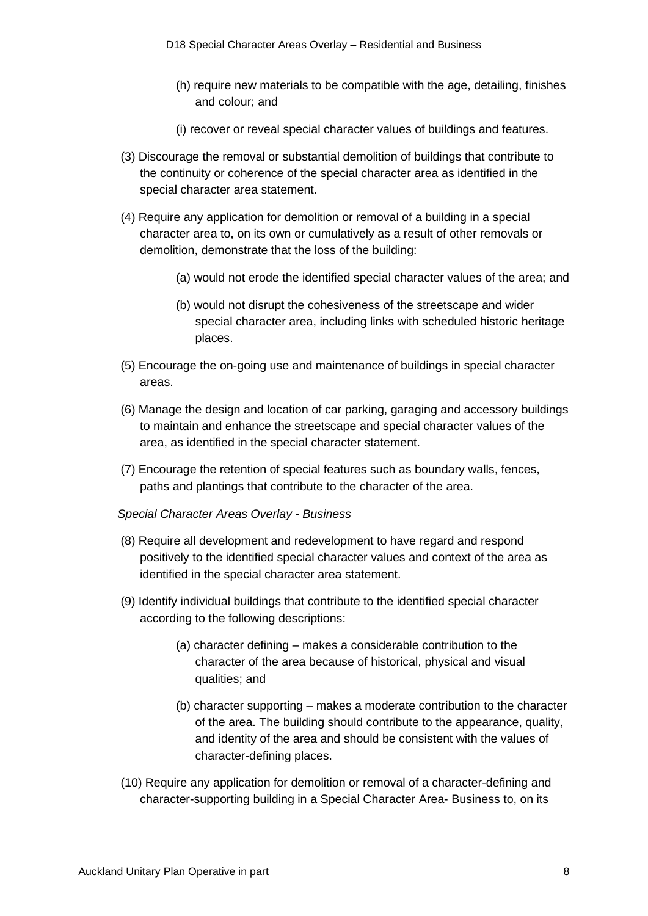(h) require new materials to be compatible with the age, detailing, finishes and colour; and

(i) recover or reveal special character values of buildings and features.

(3) Discourage the removal or substantial demolition of buildings that contribute to the continuity or coherence of the special character area as identified in the special character area statement.

(4) Require any application for demolition or removal of a building in a special character area to, on its own or cumulatively as a result of other removals or demolition, demonstrate that the loss of the building:

(a) would not erode the identified special character values of the area; and

(b) would not disrupt the cohesiveness of the streetscape and wider special character area, including links with scheduled historic heritage places.

(5) Encourage the on-going use and maintenance of buildings in special character areas.

(6) Manage the design and location of car parking, garaging and accessory buildings to maintain and enhance the streetscape and special character values of the area, as identified in the special character statement.

(7) Encourage the retention of special features such as boundary walls, fences, paths and plantings that contribute to the character of the area.

*Special Character Areas Overlay - Business*

(8) Require all development and redevelopment to have regard and respond positively to the identified special character values and context of the area as identified in the special character area statement.

(9) Identify individual buildings that contribute to the identified special character according to the following descriptions:

(a) character defining – makes a considerable contribution to the character of the area because of historical, physical and visual qualities; and

(b) character supporting – makes a moderate contribution to the character of the area. The building should contribute to the appearance, quality, and identity of the area and should be consistent with the values of character-defining places.

(10) Require any application for demolition or removal of a character-defining and character-supporting building in a Special Character Area- Business to, on its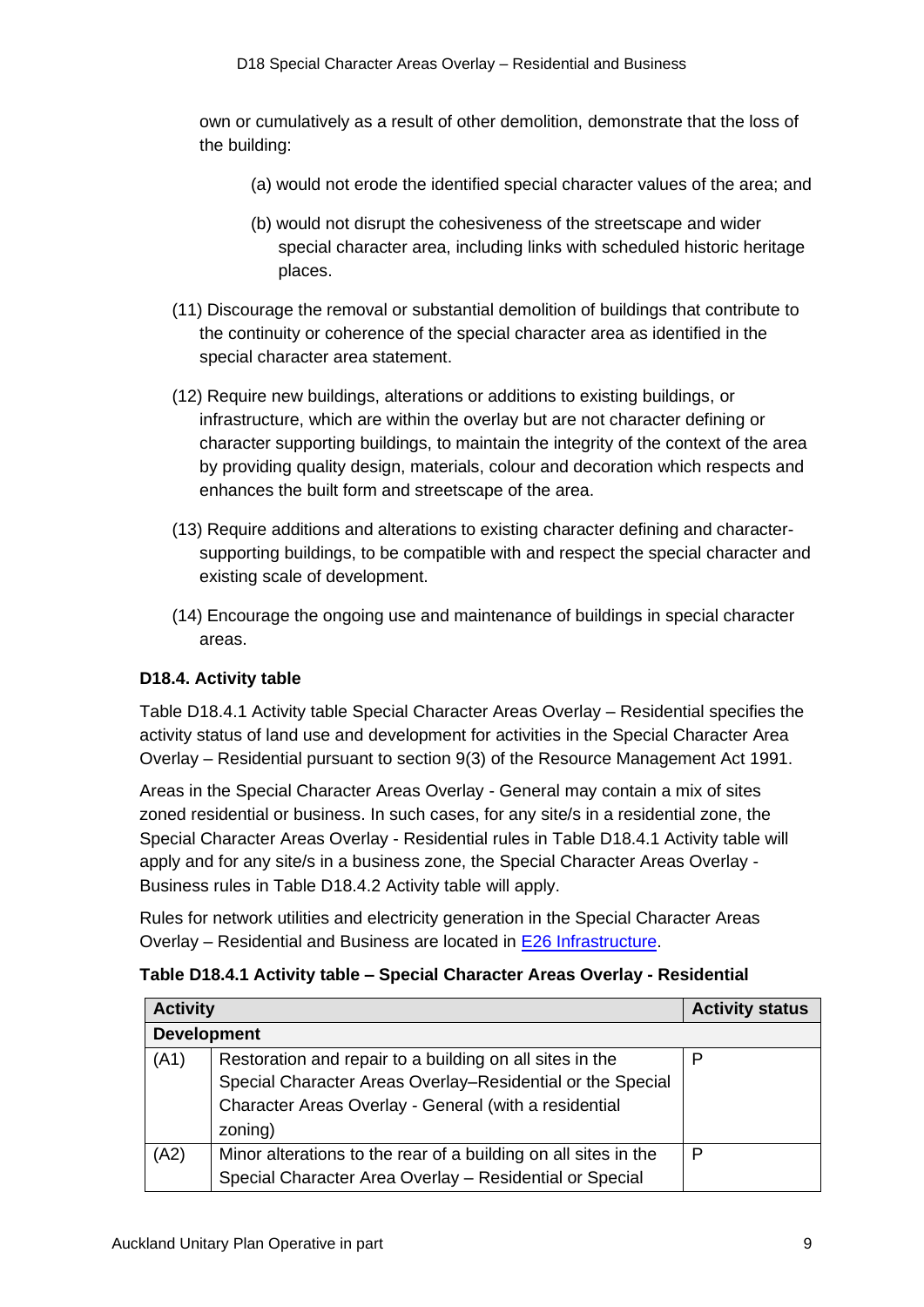own or cumulatively as a result of other demolition, demonstrate that the loss of the building:

(a) would not erode the identified special character values of the area; and

(b) would not disrupt the cohesiveness of the streetscape and wider special character area, including links with scheduled historic heritage places.

(11) Discourage the removal or substantial demolition of buildings that contribute to the continuity or coherence of the special character area as identified in the special character area statement.

(12) Require new buildings, alterations or additions to existing buildings, or infrastructure, which are within the overlay but are not character defining or character supporting buildings, to maintain the integrity of the context of the area by providing quality design, materials, colour and decoration which respects and enhances the built form and streetscape of the area.

(13) Require additions and alterations to existing character defining and character-supporting buildings, to be compatible with and respect the special character and existing scale of development.

(14) Encourage the ongoing use and maintenance of buildings in special character areas.

### D18.4. Activity table

Table D18.4.1 Activity table Special Character Areas Overlay – Residential specifies the activity status of land use and development for activities in the Special Character Area Overlay – Residential pursuant to section 9(3) of the Resource Management Act 1991.

Areas in the Special Character Areas Overlay - General may contain a mix of sites zoned residential or business. In such cases, for any site/s in a residential zone, the Special Character Areas Overlay - Residential rules in Table D18.4.1 Activity table will apply and for any site/s in a business zone, the Special Character Areas Overlay - Business rules in Table D18.4.2 Activity table will apply.

Rules for network utilities and electricity generation in the Special Character Areas Overlay – Residential and Business are located in E26 Infrastructure.

**Table D18.4.1 Activity table – Special Character Areas Overlay - Residential**

| Activity | | Activity status |
|---|---|---|
| **Development** | | |
| (A1) | Restoration and repair to a building on all sites in the Special Character Areas Overlay–Residential or the Special Character Areas Overlay - General (with a residential zoning) | P |
| (A2) | Minor alterations to the rear of a building on all sites in the Special Character Area Overlay – Residential or Special | P |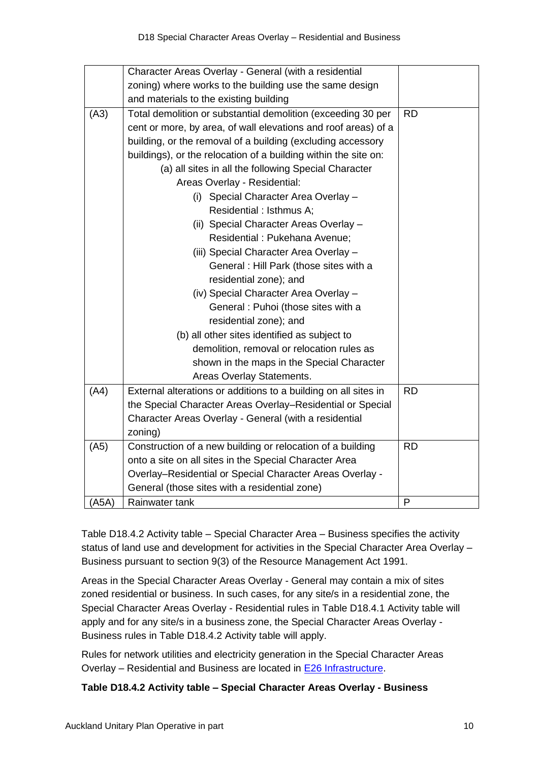| | | |
|---|---|---|
| | Character Areas Overlay - General (with a residential zoning) where works to the building use the same design and materials to the existing building | |
| (A3) | Total demolition or substantial demolition (exceeding 30 per cent or more, by area, of wall elevations and roof areas) of a building, or the removal of a building (excluding accessory buildings), or the relocation of a building within the site on:<br>(a) all sites in all the following Special Character Areas Overlay - Residential:<br>(i) Special Character Area Overlay – Residential : Isthmus A;<br>(ii) Special Character Areas Overlay – Residential : Pukehana Avenue;<br>(iii) Special Character Area Overlay – General : Hill Park (those sites with a residential zone); and<br>(iv) Special Character Area Overlay – General : Puhoi (those sites with a residential zone); and<br>(b) all other sites identified as subject to demolition, removal or relocation rules as shown in the maps in the Special Character Areas Overlay Statements. | RD |
| (A4) | External alterations or additions to a building on all sites in the Special Character Areas Overlay–Residential or Special Character Areas Overlay - General (with a residential zoning) | RD |
| (A5) | Construction of a new building or relocation of a building onto a site on all sites in the Special Character Area Overlay–Residential or Special Character Areas Overlay - General (those sites with a residential zone) | RD |
| (A5A) | Rainwater tank | P |

Table D18.4.2 Activity table – Special Character Area – Business specifies the activity status of land use and development for activities in the Special Character Area Overlay – Business pursuant to section 9(3) of the Resource Management Act 1991.

Areas in the Special Character Areas Overlay - General may contain a mix of sites zoned residential or business. In such cases, for any site/s in a residential zone, the Special Character Areas Overlay - Residential rules in Table D18.4.1 Activity table will apply and for any site/s in a business zone, the Special Character Areas Overlay - Business rules in Table D18.4.2 Activity table will apply.

Rules for network utilities and electricity generation in the Special Character Areas Overlay – Residential and Business are located in E26 Infrastructure.

**Table D18.4.2 Activity table – Special Character Areas Overlay - Business**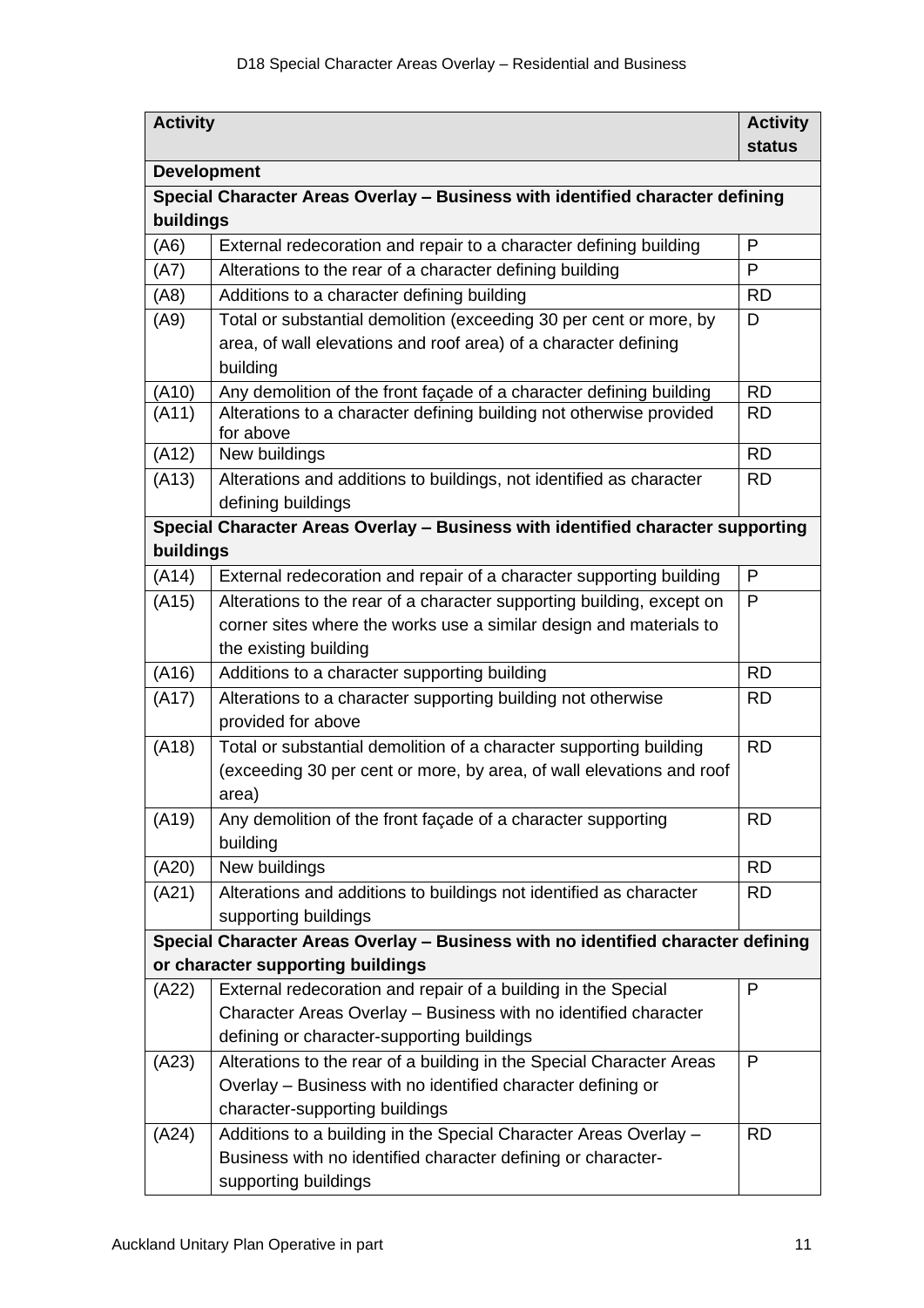| Activity | | Activity status |
|---|---|---|
| **Development** | | |
| **Special Character Areas Overlay – Business with identified character defining buildings** | | |
| (A6) | External redecoration and repair to a character defining building | P |
| (A7) | Alterations to the rear of a character defining building | P |
| (A8) | Additions to a character defining building | RD |
| (A9) | Total or substantial demolition (exceeding 30 per cent or more, by area, of wall elevations and roof area) of a character defining building | D |
| (A10) | Any demolition of the front façade of a character defining building | RD |
| (A11) | Alterations to a character defining building not otherwise provided for above | RD |
| (A12) | New buildings | RD |
| (A13) | Alterations and additions to buildings, not identified as character defining buildings | RD |
| **Special Character Areas Overlay – Business with identified character supporting buildings** | | |
| (A14) | External redecoration and repair of a character supporting building | P |
| (A15) | Alterations to the rear of a character supporting building, except on corner sites where the works use a similar design and materials to the existing building | P |
| (A16) | Additions to a character supporting building | RD |
| (A17) | Alterations to a character supporting building not otherwise provided for above | RD |
| (A18) | Total or substantial demolition of a character supporting building (exceeding 30 per cent or more, by area, of wall elevations and roof area) | RD |
| (A19) | Any demolition of the front façade of a character supporting building | RD |
| (A20) | New buildings | RD |
| (A21) | Alterations and additions to buildings not identified as character supporting buildings | RD |
| **Special Character Areas Overlay – Business with no identified character defining or character supporting buildings** | | |
| (A22) | External redecoration and repair of a building in the Special Character Areas Overlay – Business with no identified character defining or character-supporting buildings | P |
| (A23) | Alterations to the rear of a building in the Special Character Areas Overlay – Business with no identified character defining or character-supporting buildings | P |
| (A24) | Additions to a building in the Special Character Areas Overlay – Business with no identified character defining or character-supporting buildings | RD |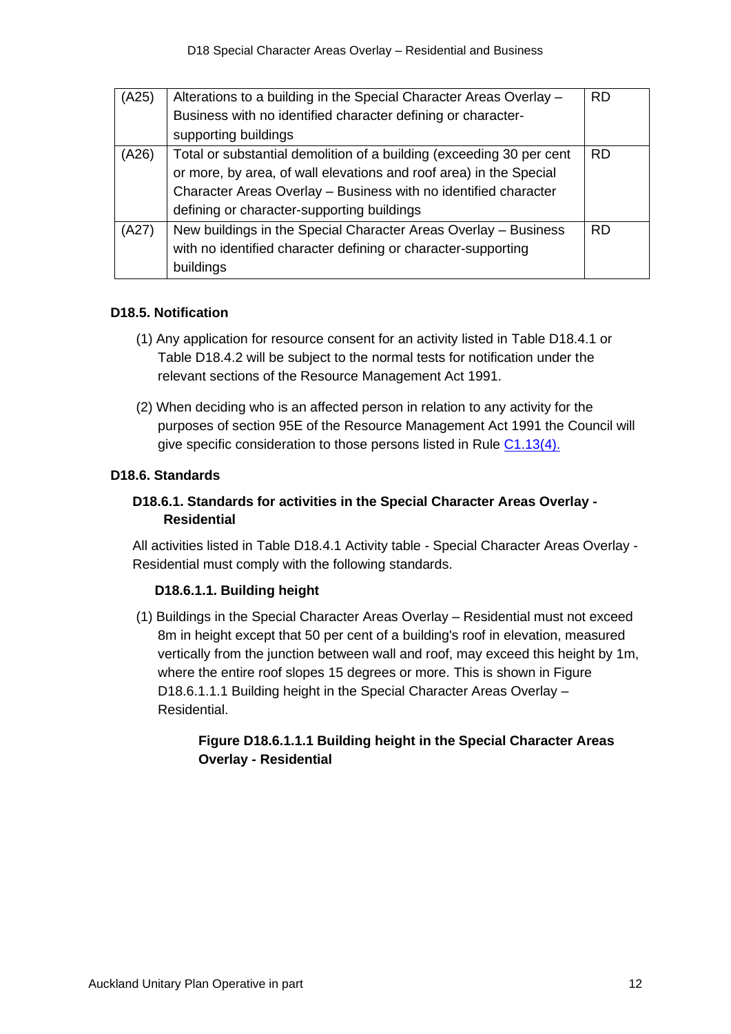| | | |
|---|---|---|
| (A25) | Alterations to a building in the Special Character Areas Overlay – Business with no identified character defining or character-supporting buildings | RD |
| (A26) | Total or substantial demolition of a building (exceeding 30 per cent or more, by area, of wall elevations and roof area) in the Special Character Areas Overlay – Business with no identified character defining or character-supporting buildings | RD |
| (A27) | New buildings in the Special Character Areas Overlay – Business with no identified character defining or character-supporting buildings | RD |

### D18.5. Notification

(1) Any application for resource consent for an activity listed in Table D18.4.1 or Table D18.4.2 will be subject to the normal tests for notification under the relevant sections of the Resource Management Act 1991.

(2) When deciding who is an affected person in relation to any activity for the purposes of section 95E of the Resource Management Act 1991 the Council will give specific consideration to those persons listed in Rule C1.13(4).

### D18.6. Standards

#### D18.6.1. Standards for activities in the Special Character Areas Overlay - Residential

All activities listed in Table D18.4.1 Activity table - Special Character Areas Overlay - Residential must comply with the following standards.

##### D18.6.1.1. Building height

(1) Buildings in the Special Character Areas Overlay – Residential must not exceed 8m in height except that 50 per cent of a building's roof in elevation, measured vertically from the junction between wall and roof, may exceed this height by 1m, where the entire roof slopes 15 degrees or more. This is shown in Figure D18.6.1.1.1 Building height in the Special Character Areas Overlay – Residential.

**Figure D18.6.1.1.1 Building height in the Special Character Areas Overlay - Residential**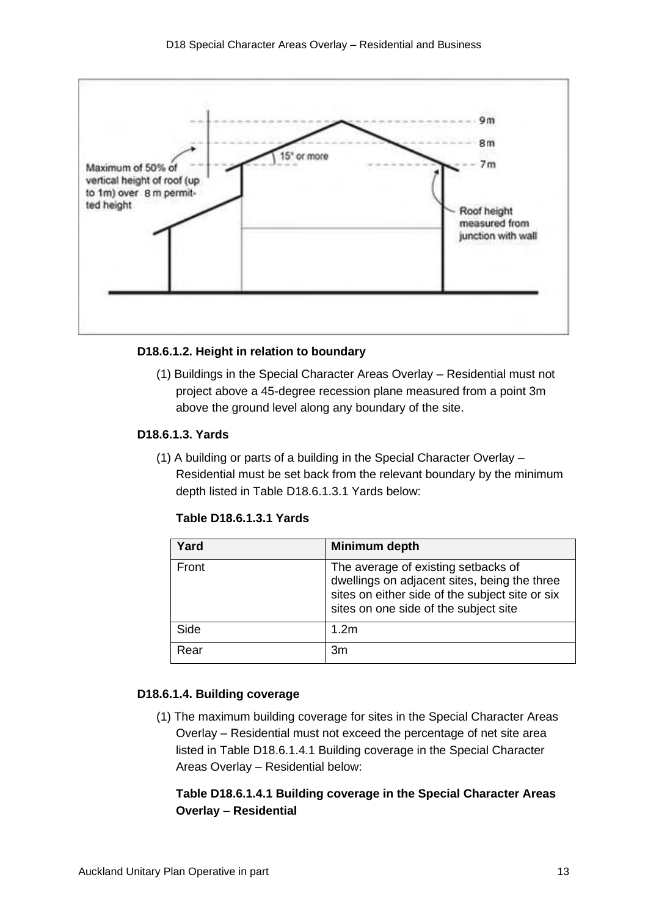#### D18.6.1.2. Height in relation to boundary

(1) Buildings in the Special Character Areas Overlay – Residential must not project above a 45-degree recession plane measured from a point 3m above the ground level along any boundary of the site.

#### D18.6.1.3. Yards

(1) A building or parts of a building in the Special Character Overlay – Residential must be set back from the relevant boundary by the minimum depth listed in Table D18.6.1.3.1 Yards below:

**Table D18.6.1.3.1 Yards**

| Yard | Minimum depth |
|---|---|
| Front | The average of existing setbacks of dwellings on adjacent sites, being the three sites on either side of the subject site or six sites on one side of the subject site |
| Side | 1.2m |
| Rear | 3m |

#### D18.6.1.4. Building coverage

(1) The maximum building coverage for sites in the Special Character Areas Overlay – Residential must not exceed the percentage of net site area listed in Table D18.6.1.4.1 Building coverage in the Special Character Areas Overlay – Residential below:

**Table D18.6.1.4.1 Building coverage in the Special Character Areas Overlay – Residential**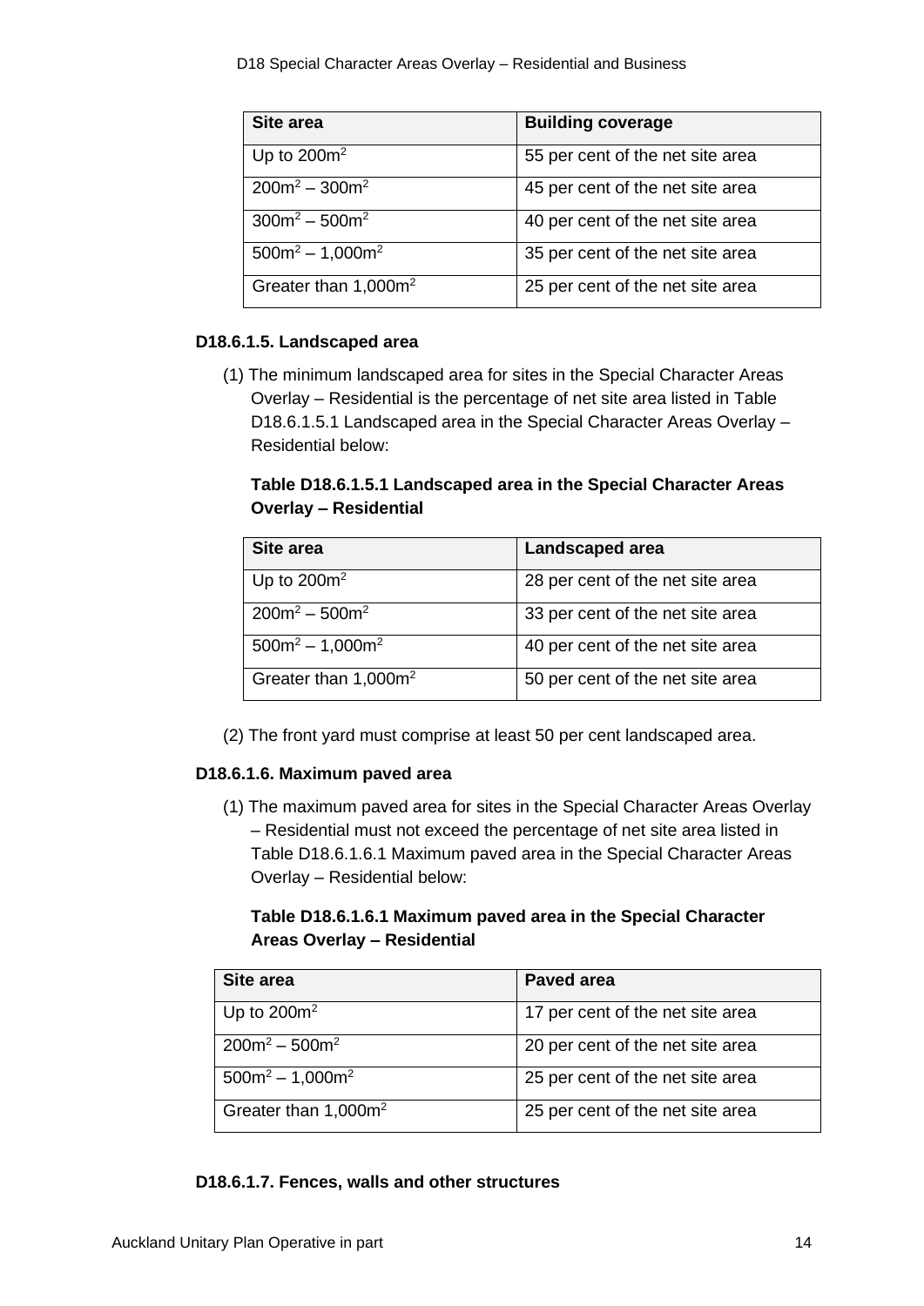| Site area | Building coverage |
|---|---|
| Up to $200m^2$ | 55 per cent of the net site area |
| $200m^2$ – $300m^2$ | 45 per cent of the net site area |
| $300m^2$ – $500m^2$ | 40 per cent of the net site area |
| $500m^2$ – $1,000m^2$ | 35 per cent of the net site area |
| Greater than $1,000m^2$ | 25 per cent of the net site area |

### D18.6.1.5. Landscaped area

(1) The minimum landscaped area for sites in the Special Character Areas Overlay – Residential is the percentage of net site area listed in Table D18.6.1.5.1 Landscaped area in the Special Character Areas Overlay – Residential below:

**Table D18.6.1.5.1 Landscaped area in the Special Character Areas Overlay – Residential**

| Site area | Landscaped area |
|---|---|
| Up to $200m^2$ | 28 per cent of the net site area |
| $200m^2$ – $500m^2$ | 33 per cent of the net site area |
| $500m^2$ – $1,000m^2$ | 40 per cent of the net site area |
| Greater than $1,000m^2$ | 50 per cent of the net site area |

(2) The front yard must comprise at least 50 per cent landscaped area.

### D18.6.1.6. Maximum paved area

(1) The maximum paved area for sites in the Special Character Areas Overlay – Residential must not exceed the percentage of net site area listed in Table D18.6.1.6.1 Maximum paved area in the Special Character Areas Overlay – Residential below:

**Table D18.6.1.6.1 Maximum paved area in the Special Character Areas Overlay – Residential**

| Site area | Paved area |
|---|---|
| Up to $200m^2$ | 17 per cent of the net site area |
| $200m^2$ – $500m^2$ | 20 per cent of the net site area |
| $500m^2$ – $1,000m^2$ | 25 per cent of the net site area |
| Greater than $1,000m^2$ | 25 per cent of the net site area |

### D18.6.1.7. Fences, walls and other structures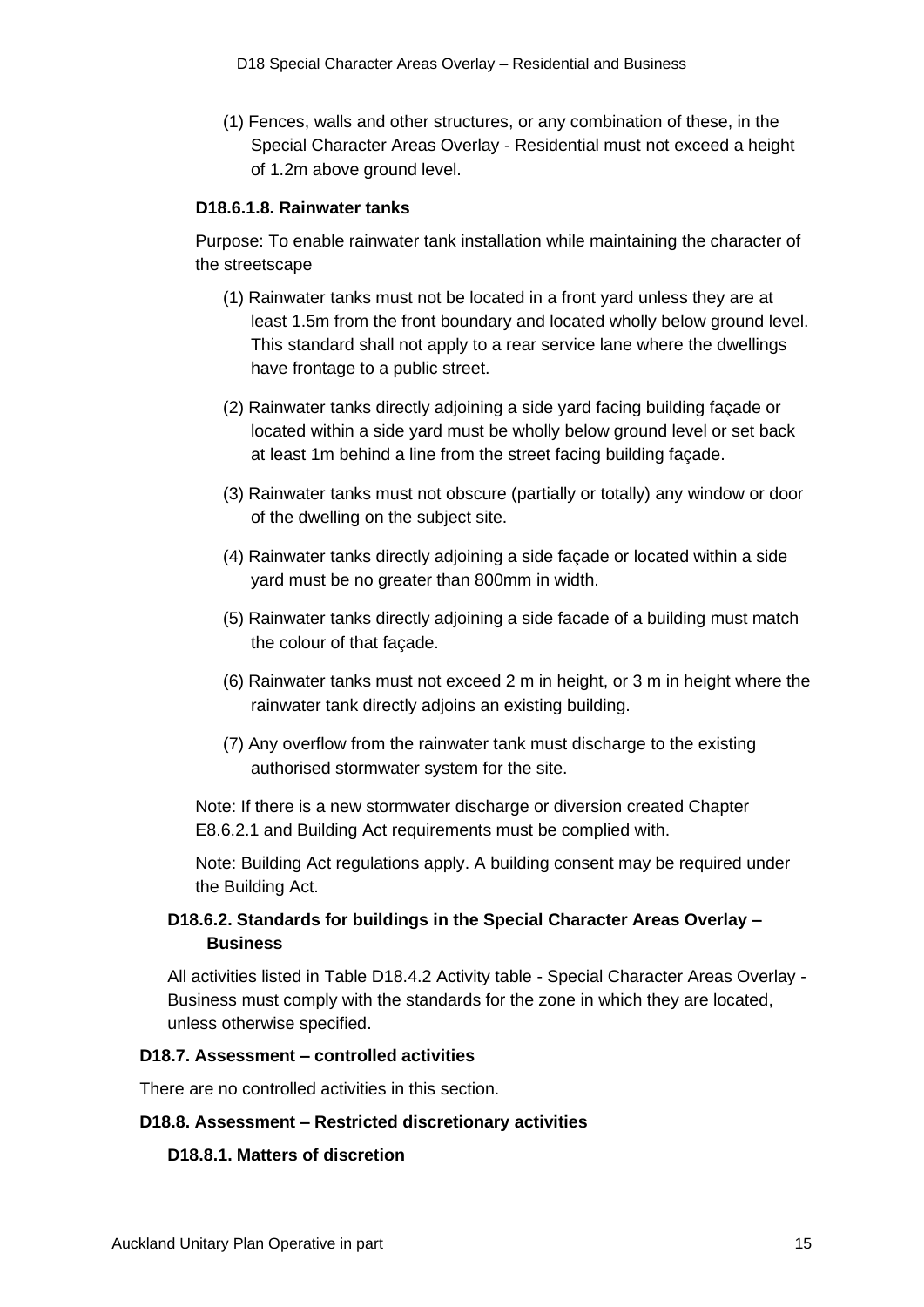(1) Fences, walls and other structures, or any combination of these, in the Special Character Areas Overlay - Residential must not exceed a height of 1.2m above ground level.

#### D18.6.1.8. Rainwater tanks

Purpose: To enable rainwater tank installation while maintaining the character of the streetscape

(1) Rainwater tanks must not be located in a front yard unless they are at least 1.5m from the front boundary and located wholly below ground level. This standard shall not apply to a rear service lane where the dwellings have frontage to a public street.

(2) Rainwater tanks directly adjoining a side yard facing building façade or located within a side yard must be wholly below ground level or set back at least 1m behind a line from the street facing building façade.

(3) Rainwater tanks must not obscure (partially or totally) any window or door of the dwelling on the subject site.

(4) Rainwater tanks directly adjoining a side façade or located within a side yard must be no greater than 800mm in width.

(5) Rainwater tanks directly adjoining a side facade of a building must match the colour of that façade.

(6) Rainwater tanks must not exceed 2 m in height, or 3 m in height where the rainwater tank directly adjoins an existing building.

(7) Any overflow from the rainwater tank must discharge to the existing authorised stormwater system for the site.

Note: If there is a new stormwater discharge or diversion created Chapter E8.6.2.1 and Building Act requirements must be complied with.

Note: Building Act regulations apply. A building consent may be required under the Building Act.

### D18.6.2. Standards for buildings in the Special Character Areas Overlay – Business

All activities listed in Table D18.4.2 Activity table - Special Character Areas Overlay - Business must comply with the standards for the zone in which they are located, unless otherwise specified.

## D18.7. Assessment – controlled activities

There are no controlled activities in this section.

## D18.8. Assessment – Restricted discretionary activities

### D18.8.1. Matters of discretion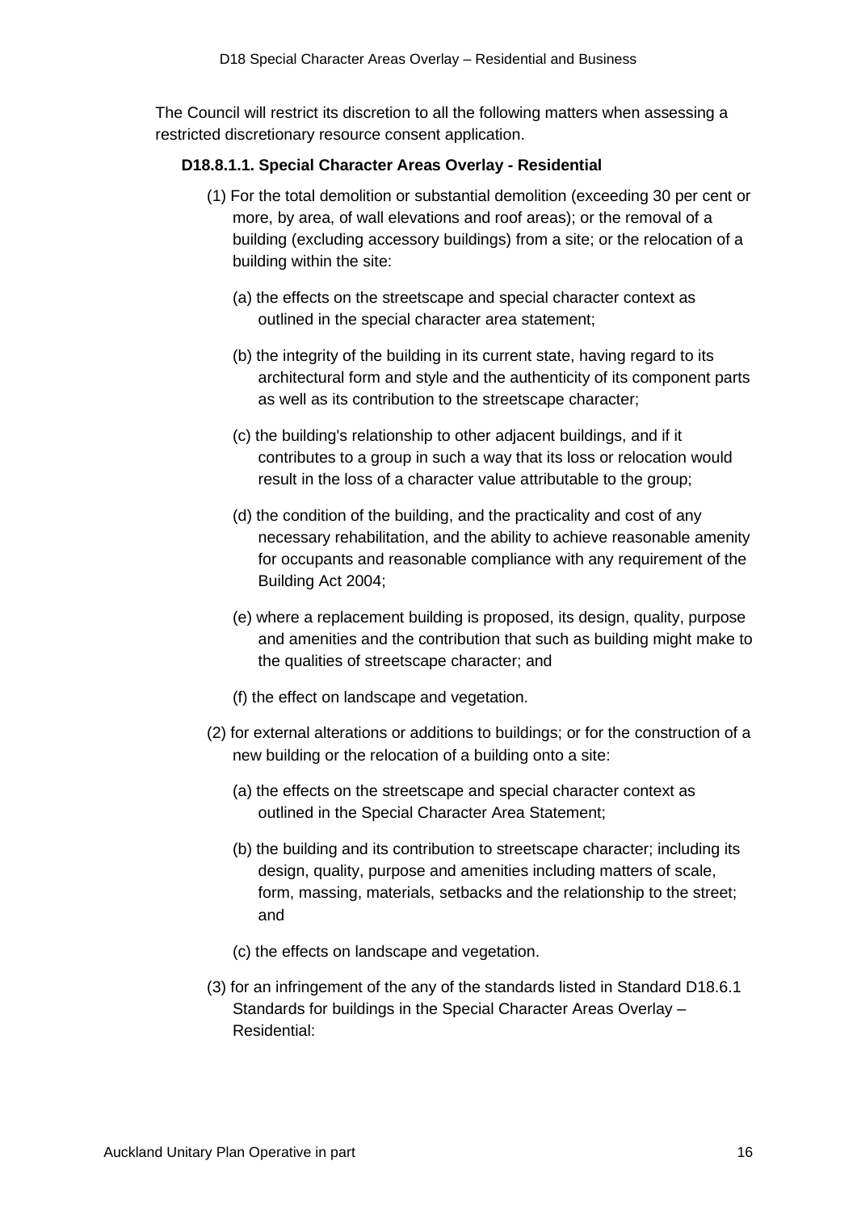The Council will restrict its discretion to all the following matters when assessing a restricted discretionary resource consent application.

**D18.8.1.1. Special Character Areas Overlay - Residential**

(1) For the total demolition or substantial demolition (exceeding 30 per cent or more, by area, of wall elevations and roof areas); or the removal of a building (excluding accessory buildings) from a site; or the relocation of a building within the site:

(a) the effects on the streetscape and special character context as outlined in the special character area statement;

(b) the integrity of the building in its current state, having regard to its architectural form and style and the authenticity of its component parts as well as its contribution to the streetscape character;

(c) the building's relationship to other adjacent buildings, and if it contributes to a group in such a way that its loss or relocation would result in the loss of a character value attributable to the group;

(d) the condition of the building, and the practicality and cost of any necessary rehabilitation, and the ability to achieve reasonable amenity for occupants and reasonable compliance with any requirement of the Building Act 2004;

(e) where a replacement building is proposed, its design, quality, purpose and amenities and the contribution that such as building might make to the qualities of streetscape character; and

(f) the effect on landscape and vegetation.

(2) for external alterations or additions to buildings; or for the construction of a new building or the relocation of a building onto a site:

(a) the effects on the streetscape and special character context as outlined in the Special Character Area Statement;

(b) the building and its contribution to streetscape character; including its design, quality, purpose and amenities including matters of scale, form, massing, materials, setbacks and the relationship to the street; and

(c) the effects on landscape and vegetation.

(3) for an infringement of the any of the standards listed in Standard D18.6.1 Standards for buildings in the Special Character Areas Overlay – Residential: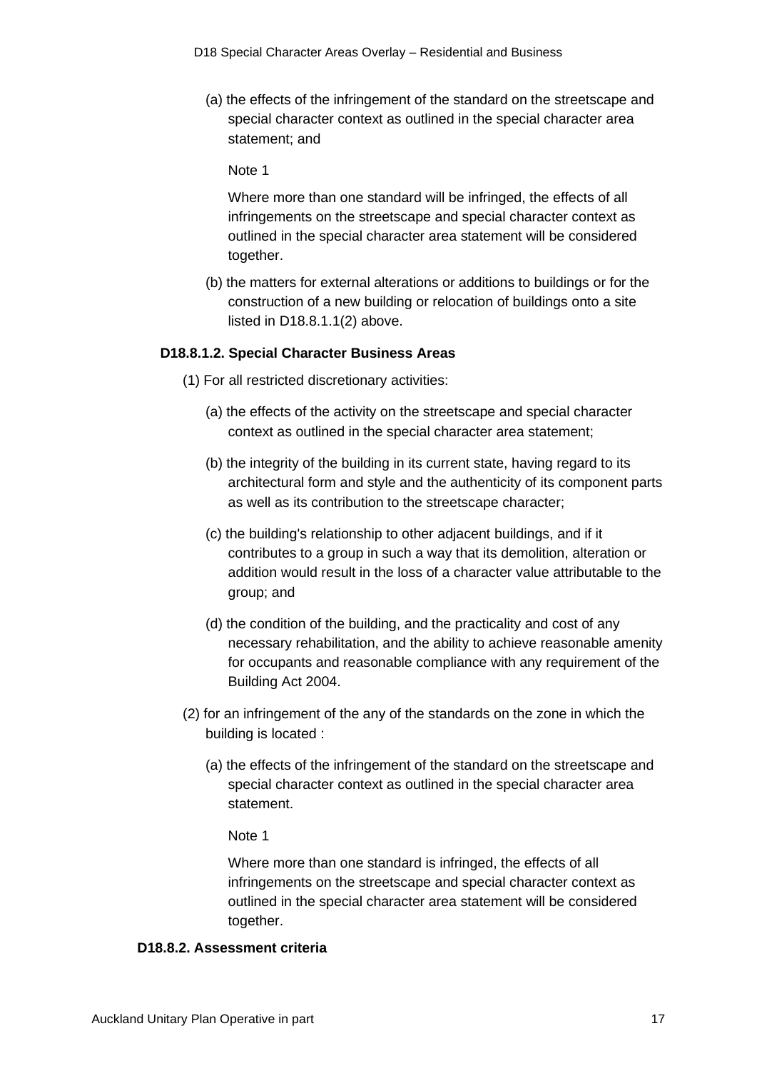(a) the effects of the infringement of the standard on the streetscape and special character context as outlined in the special character area statement; and

Note 1

Where more than one standard will be infringed, the effects of all infringements on the streetscape and special character context as outlined in the special character area statement will be considered together.

(b) the matters for external alterations or additions to buildings or for the construction of a new building or relocation of buildings onto a site listed in D18.8.1.1(2) above.

#### D18.8.1.2. Special Character Business Areas

(1) For all restricted discretionary activities:

(a) the effects of the activity on the streetscape and special character context as outlined in the special character area statement;

(b) the integrity of the building in its current state, having regard to its architectural form and style and the authenticity of its component parts as well as its contribution to the streetscape character;

(c) the building's relationship to other adjacent buildings, and if it contributes to a group in such a way that its demolition, alteration or addition would result in the loss of a character value attributable to the group; and

(d) the condition of the building, and the practicality and cost of any necessary rehabilitation, and the ability to achieve reasonable amenity for occupants and reasonable compliance with any requirement of the Building Act 2004.

(2) for an infringement of the any of the standards on the zone in which the building is located :

(a) the effects of the infringement of the standard on the streetscape and special character context as outlined in the special character area statement.

Note 1

Where more than one standard is infringed, the effects of all infringements on the streetscape and special character context as outlined in the special character area statement will be considered together.

### D18.8.2. Assessment criteria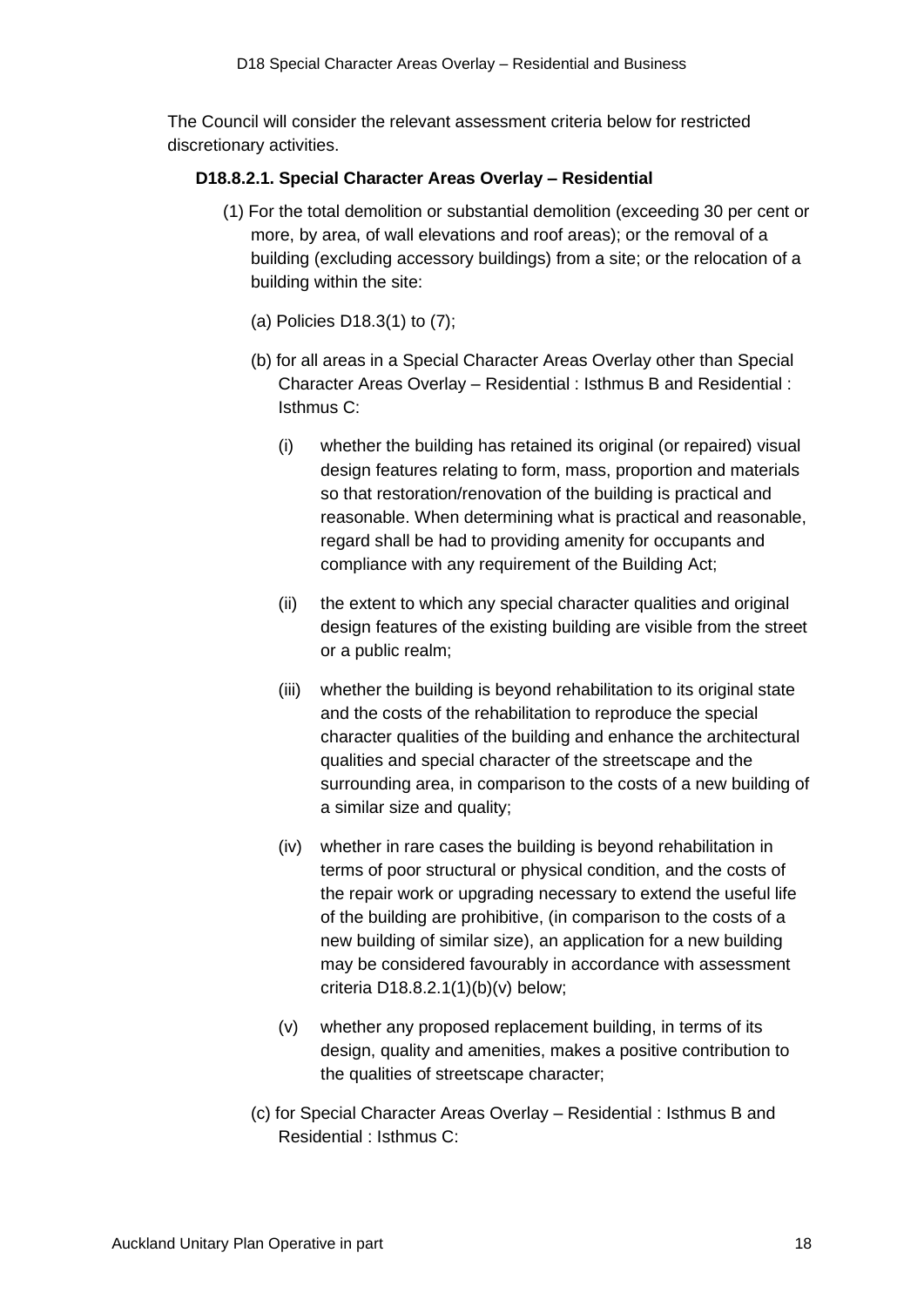The Council will consider the relevant assessment criteria below for restricted discretionary activities.

### D18.8.2.1. Special Character Areas Overlay – Residential

(1) For the total demolition or substantial demolition (exceeding 30 per cent or more, by area, of wall elevations and roof areas); or the removal of a building (excluding accessory buildings) from a site; or the relocation of a building within the site:

(a) Policies D18.3(1) to (7);

(b) for all areas in a Special Character Areas Overlay other than Special Character Areas Overlay – Residential : Isthmus B and Residential : Isthmus C:

(i) whether the building has retained its original (or repaired) visual design features relating to form, mass, proportion and materials so that restoration/renovation of the building is practical and reasonable. When determining what is practical and reasonable, regard shall be had to providing amenity for occupants and compliance with any requirement of the Building Act;

(ii) the extent to which any special character qualities and original design features of the existing building are visible from the street or a public realm;

(iii) whether the building is beyond rehabilitation to its original state and the costs of the rehabilitation to reproduce the special character qualities of the building and enhance the architectural qualities and special character of the streetscape and the surrounding area, in comparison to the costs of a new building of a similar size and quality;

(iv) whether in rare cases the building is beyond rehabilitation in terms of poor structural or physical condition, and the costs of the repair work or upgrading necessary to extend the useful life of the building are prohibitive, (in comparison to the costs of a new building of similar size), an application for a new building may be considered favourably in accordance with assessment criteria D18.8.2.1(1)(b)(v) below;

(v) whether any proposed replacement building, in terms of its design, quality and amenities, makes a positive contribution to the qualities of streetscape character;

(c) for Special Character Areas Overlay – Residential : Isthmus B and Residential : Isthmus C: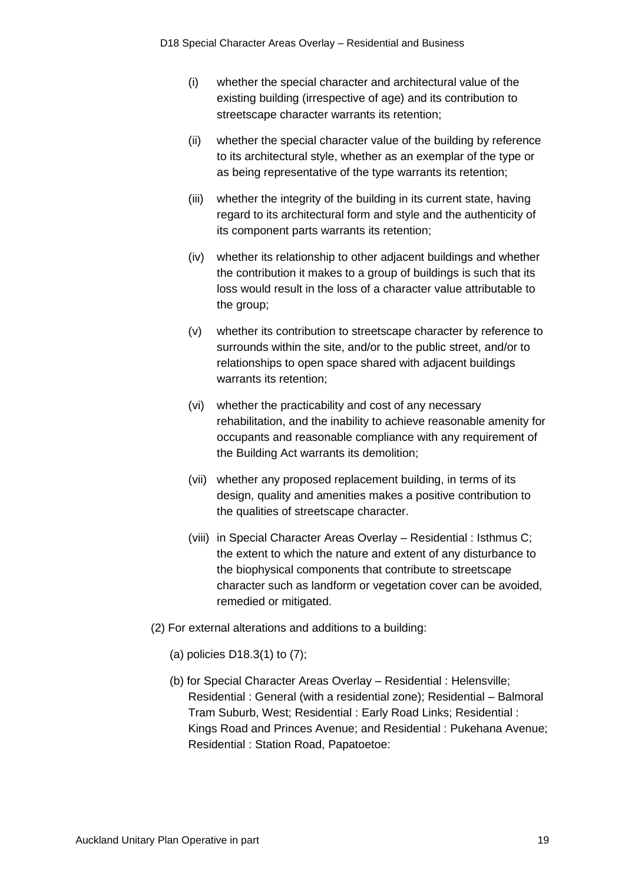(i) whether the special character and architectural value of the existing building (irrespective of age) and its contribution to streetscape character warrants its retention;

(ii) whether the special character value of the building by reference to its architectural style, whether as an exemplar of the type or as being representative of the type warrants its retention;

(iii) whether the integrity of the building in its current state, having regard to its architectural form and style and the authenticity of its component parts warrants its retention;

(iv) whether its relationship to other adjacent buildings and whether the contribution it makes to a group of buildings is such that its loss would result in the loss of a character value attributable to the group;

(v) whether its contribution to streetscape character by reference to surrounds within the site, and/or to the public street, and/or to relationships to open space shared with adjacent buildings warrants its retention;

(vi) whether the practicability and cost of any necessary rehabilitation, and the inability to achieve reasonable amenity for occupants and reasonable compliance with any requirement of the Building Act warrants its demolition;

(vii) whether any proposed replacement building, in terms of its design, quality and amenities makes a positive contribution to the qualities of streetscape character.

(viii) in Special Character Areas Overlay – Residential : Isthmus C; the extent to which the nature and extent of any disturbance to the biophysical components that contribute to streetscape character such as landform or vegetation cover can be avoided, remedied or mitigated.

(2) For external alterations and additions to a building:

(a) policies D18.3(1) to (7);

(b) for Special Character Areas Overlay – Residential : Helensville; Residential : General (with a residential zone); Residential – Balmoral Tram Suburb, West; Residential : Early Road Links; Residential : Kings Road and Princes Avenue; and Residential : Pukehana Avenue; Residential : Station Road, Papatoetoe: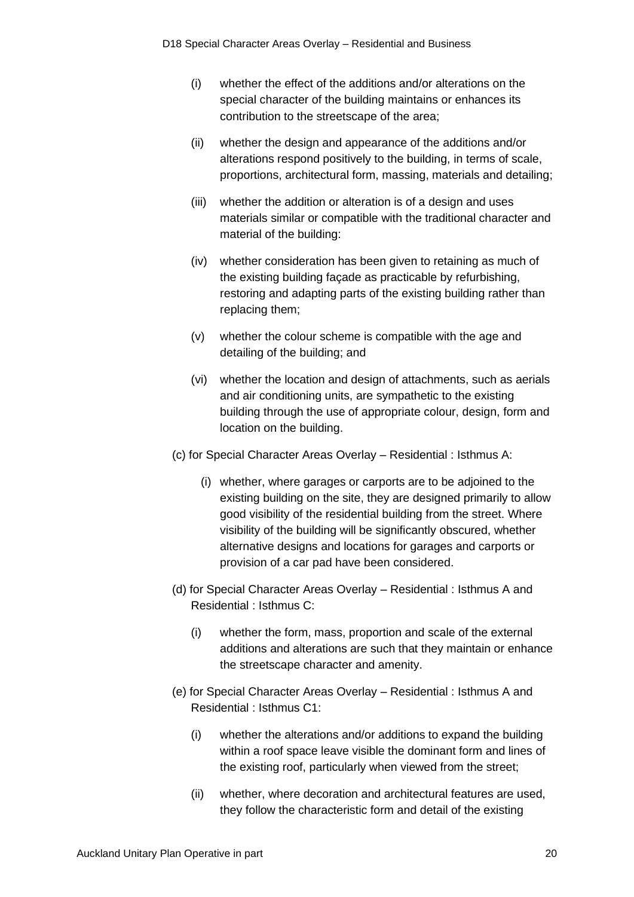(i) whether the effect of the additions and/or alterations on the special character of the building maintains or enhances its contribution to the streetscape of the area;

(ii) whether the design and appearance of the additions and/or alterations respond positively to the building, in terms of scale, proportions, architectural form, massing, materials and detailing;

(iii) whether the addition or alteration is of a design and uses materials similar or compatible with the traditional character and material of the building:

(iv) whether consideration has been given to retaining as much of the existing building façade as practicable by refurbishing, restoring and adapting parts of the existing building rather than replacing them;

(v) whether the colour scheme is compatible with the age and detailing of the building; and

(vi) whether the location and design of attachments, such as aerials and air conditioning units, are sympathetic to the existing building through the use of appropriate colour, design, form and location on the building.

(c) for Special Character Areas Overlay – Residential : Isthmus A:

(i) whether, where garages or carports are to be adjoined to the existing building on the site, they are designed primarily to allow good visibility of the residential building from the street. Where visibility of the building will be significantly obscured, whether alternative designs and locations for garages and carports or provision of a car pad have been considered.

(d) for Special Character Areas Overlay – Residential : Isthmus A and Residential : Isthmus C:

(i) whether the form, mass, proportion and scale of the external additions and alterations are such that they maintain or enhance the streetscape character and amenity.

(e) for Special Character Areas Overlay – Residential : Isthmus A and Residential : Isthmus C1:

(i) whether the alterations and/or additions to expand the building within a roof space leave visible the dominant form and lines of the existing roof, particularly when viewed from the street;

(ii) whether, where decoration and architectural features are used, they follow the characteristic form and detail of the existing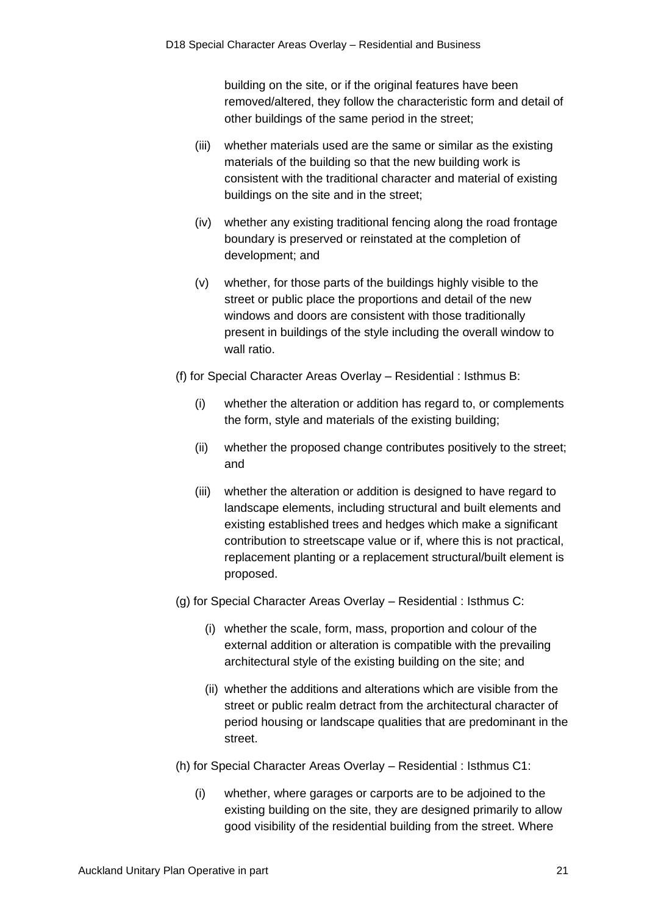building on the site, or if the original features have been removed/altered, they follow the characteristic form and detail of other buildings of the same period in the street;

(iii) whether materials used are the same or similar as the existing materials of the building so that the new building work is consistent with the traditional character and material of existing buildings on the site and in the street;

(iv) whether any existing traditional fencing along the road frontage boundary is preserved or reinstated at the completion of development; and

(v) whether, for those parts of the buildings highly visible to the street or public place the proportions and detail of the new windows and doors are consistent with those traditionally present in buildings of the style including the overall window to wall ratio.

(f) for Special Character Areas Overlay – Residential : Isthmus B:

(i) whether the alteration or addition has regard to, or complements the form, style and materials of the existing building;

(ii) whether the proposed change contributes positively to the street; and

(iii) whether the alteration or addition is designed to have regard to landscape elements, including structural and built elements and existing established trees and hedges which make a significant contribution to streetscape value or if, where this is not practical, replacement planting or a replacement structural/built element is proposed.

(g) for Special Character Areas Overlay – Residential : Isthmus C:

(i) whether the scale, form, mass, proportion and colour of the external addition or alteration is compatible with the prevailing architectural style of the existing building on the site; and

(ii) whether the additions and alterations which are visible from the street or public realm detract from the architectural character of period housing or landscape qualities that are predominant in the street.

(h) for Special Character Areas Overlay – Residential : Isthmus C1:

(i) whether, where garages or carports are to be adjoined to the existing building on the site, they are designed primarily to allow good visibility of the residential building from the street. Where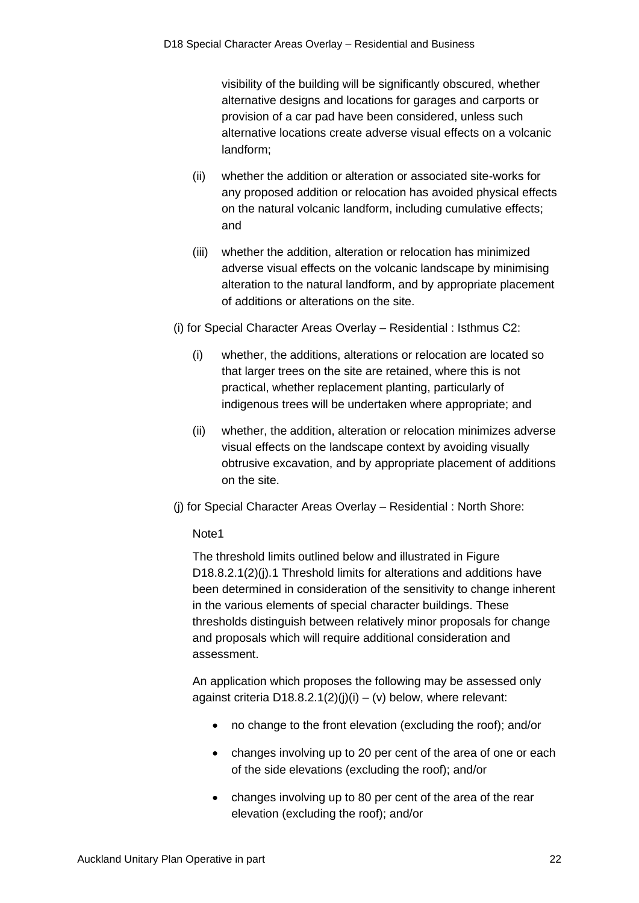visibility of the building will be significantly obscured, whether alternative designs and locations for garages and carports or provision of a car pad have been considered, unless such alternative locations create adverse visual effects on a volcanic landform;

(ii) whether the addition or alteration or associated site-works for any proposed addition or relocation has avoided physical effects on the natural volcanic landform, including cumulative effects; and

(iii) whether the addition, alteration or relocation has minimized adverse visual effects on the volcanic landscape by minimising alteration to the natural landform, and by appropriate placement of additions or alterations on the site.

(i) for Special Character Areas Overlay – Residential : Isthmus C2:

(i) whether, the additions, alterations or relocation are located so that larger trees on the site are retained, where this is not practical, whether replacement planting, particularly of indigenous trees will be undertaken where appropriate; and

(ii) whether, the addition, alteration or relocation minimizes adverse visual effects on the landscape context by avoiding visually obtrusive excavation, and by appropriate placement of additions on the site.

(j) for Special Character Areas Overlay – Residential : North Shore:

Note1

The threshold limits outlined below and illustrated in Figure D18.8.2.1(2)(j).1 Threshold limits for alterations and additions have been determined in consideration of the sensitivity to change inherent in the various elements of special character buildings. These thresholds distinguish between relatively minor proposals for change and proposals which will require additional consideration and assessment.

An application which proposes the following may be assessed only against criteria D18.8.2.1(2)(j)(i) – (v) below, where relevant:

- no change to the front elevation (excluding the roof); and/or
- changes involving up to 20 per cent of the area of one or each of the side elevations (excluding the roof); and/or
- changes involving up to 80 per cent of the area of the rear elevation (excluding the roof); and/or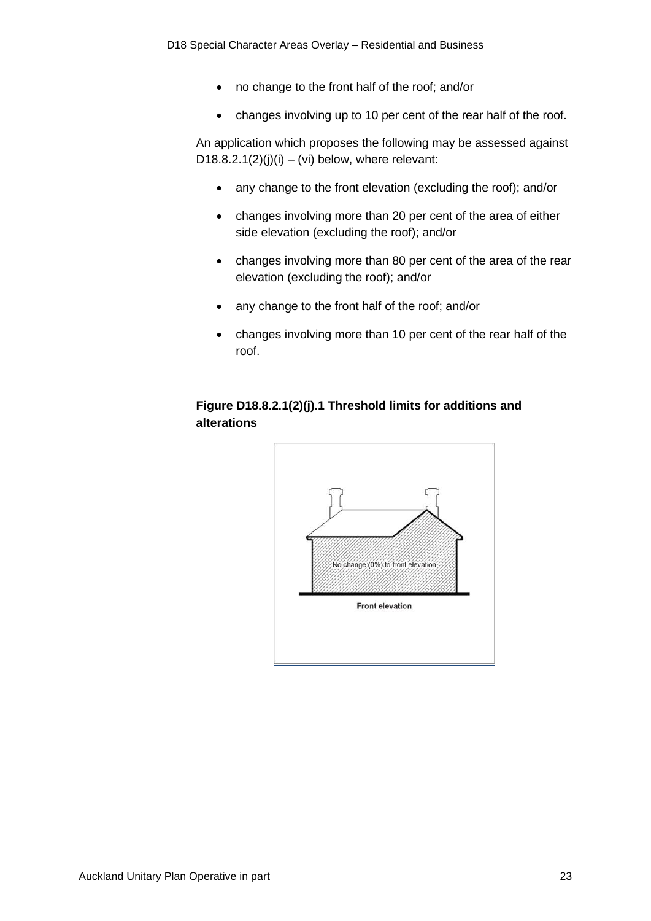- no change to the front half of the roof; and/or
- changes involving up to 10 per cent of the rear half of the roof.

An application which proposes the following may be assessed against D18.8.2.1(2)(j)(i) – (vi) below, where relevant:

- any change to the front elevation (excluding the roof); and/or
- changes involving more than 20 per cent of the area of either side elevation (excluding the roof); and/or
- changes involving more than 80 per cent of the area of the rear elevation (excluding the roof); and/or
- any change to the front half of the roof; and/or
- changes involving more than 10 per cent of the rear half of the roof.

**Figure D18.8.2.1(2)(j).1 Threshold limits for additions and alterations**

No change (0%) to front elevation

Front elevation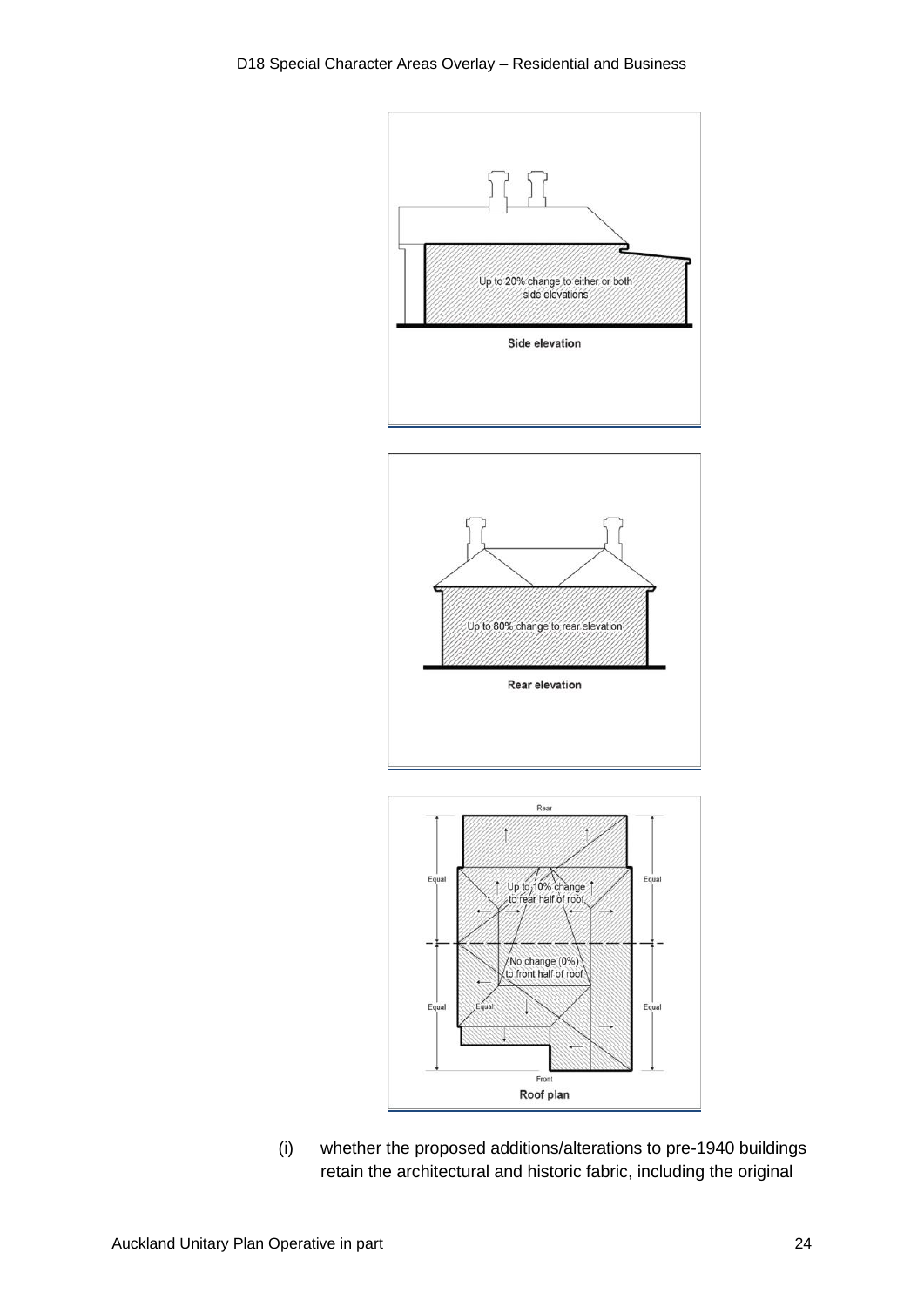Up to 20% change to either or both side elevations

Side elevation

Up to 80% change to rear elevation

Rear elevation

Rear

Equal

Up to 10% change to rear half of roof

No change (0%) to front half of roof

Equal

Front

Roof plan

(i) whether the proposed additions/alterations to pre-1940 buildings retain the architectural and historic fabric, including the original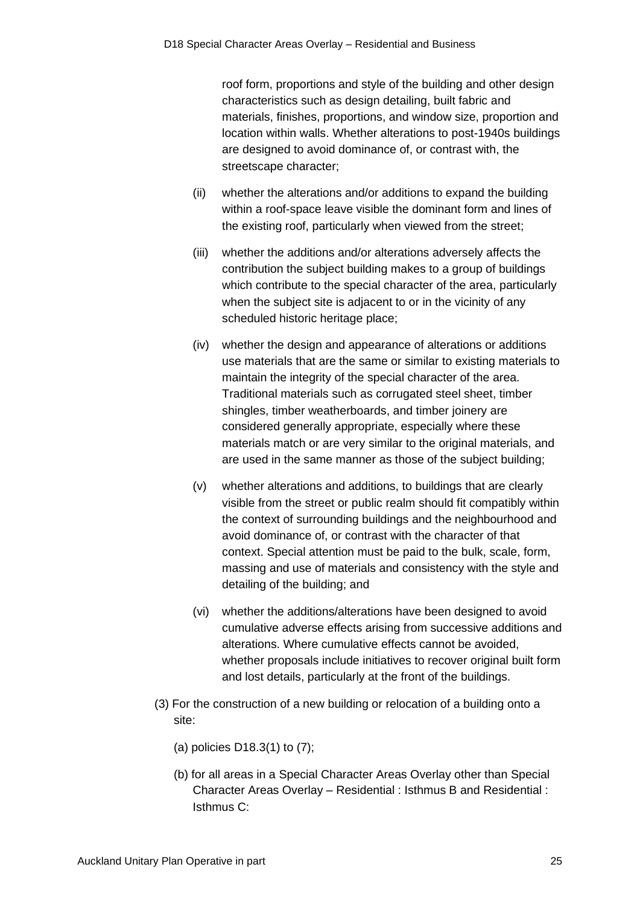roof form, proportions and style of the building and other design characteristics such as design detailing, built fabric and materials, finishes, proportions, and window size, proportion and location within walls. Whether alterations to post-1940s buildings are designed to avoid dominance of, or contrast with, the streetscape character;

(ii) whether the alterations and/or additions to expand the building within a roof-space leave visible the dominant form and lines of the existing roof, particularly when viewed from the street;

(iii) whether the additions and/or alterations adversely affects the contribution the subject building makes to a group of buildings which contribute to the special character of the area, particularly when the subject site is adjacent to or in the vicinity of any scheduled historic heritage place;

(iv) whether the design and appearance of alterations or additions use materials that are the same or similar to existing materials to maintain the integrity of the special character of the area. Traditional materials such as corrugated steel sheet, timber shingles, timber weatherboards, and timber joinery are considered generally appropriate, especially where these materials match or are very similar to the original materials, and are used in the same manner as those of the subject building;

(v) whether alterations and additions, to buildings that are clearly visible from the street or public realm should fit compatibly within the context of surrounding buildings and the neighbourhood and avoid dominance of, or contrast with the character of that context. Special attention must be paid to the bulk, scale, form, massing and use of materials and consistency with the style and detailing of the building; and

(vi) whether the additions/alterations have been designed to avoid cumulative adverse effects arising from successive additions and alterations. Where cumulative effects cannot be avoided, whether proposals include initiatives to recover original built form and lost details, particularly at the front of the buildings.

(3) For the construction of a new building or relocation of a building onto a site:

(a) policies D18.3(1) to (7);

(b) for all areas in a Special Character Areas Overlay other than Special Character Areas Overlay – Residential : Isthmus B and Residential : Isthmus C: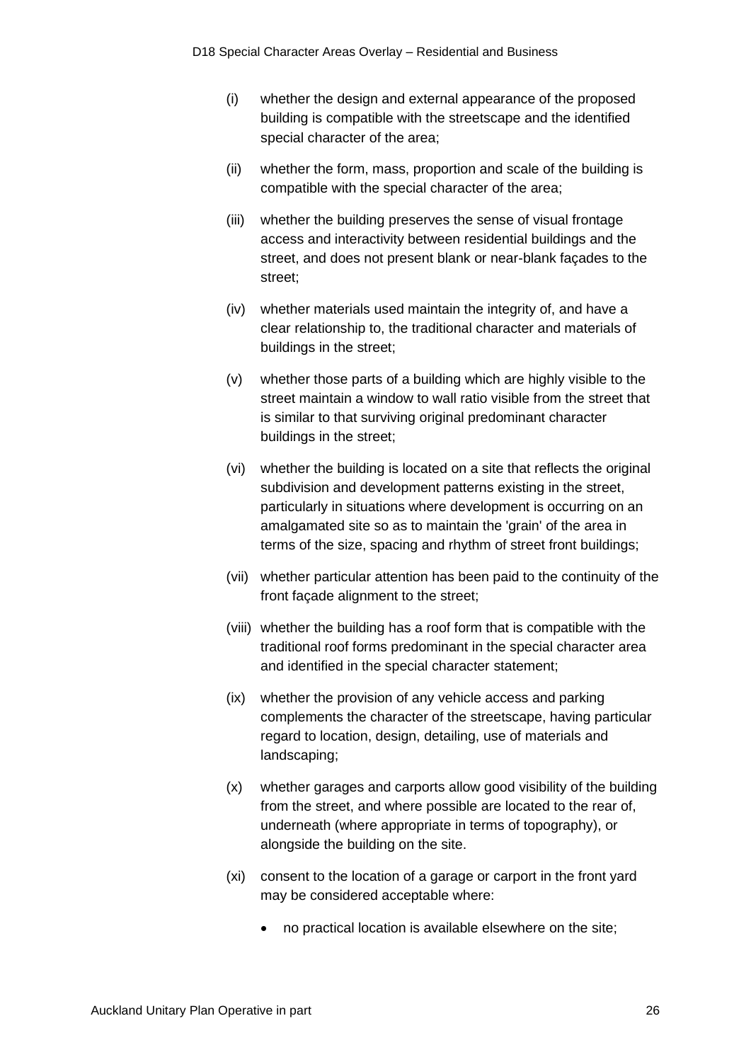(i) whether the design and external appearance of the proposed building is compatible with the streetscape and the identified special character of the area;

(ii) whether the form, mass, proportion and scale of the building is compatible with the special character of the area;

(iii) whether the building preserves the sense of visual frontage access and interactivity between residential buildings and the street, and does not present blank or near-blank façades to the street;

(iv) whether materials used maintain the integrity of, and have a clear relationship to, the traditional character and materials of buildings in the street;

(v) whether those parts of a building which are highly visible to the street maintain a window to wall ratio visible from the street that is similar to that surviving original predominant character buildings in the street;

(vi) whether the building is located on a site that reflects the original subdivision and development patterns existing in the street, particularly in situations where development is occurring on an amalgamated site so as to maintain the 'grain' of the area in terms of the size, spacing and rhythm of street front buildings;

(vii) whether particular attention has been paid to the continuity of the front façade alignment to the street;

(viii) whether the building has a roof form that is compatible with the traditional roof forms predominant in the special character area and identified in the special character statement;

(ix) whether the provision of any vehicle access and parking complements the character of the streetscape, having particular regard to location, design, detailing, use of materials and landscaping;

(x) whether garages and carports allow good visibility of the building from the street, and where possible are located to the rear of, underneath (where appropriate in terms of topography), or alongside the building on the site.

(xi) consent to the location of a garage or carport in the front yard may be considered acceptable where:

- no practical location is available elsewhere on the site;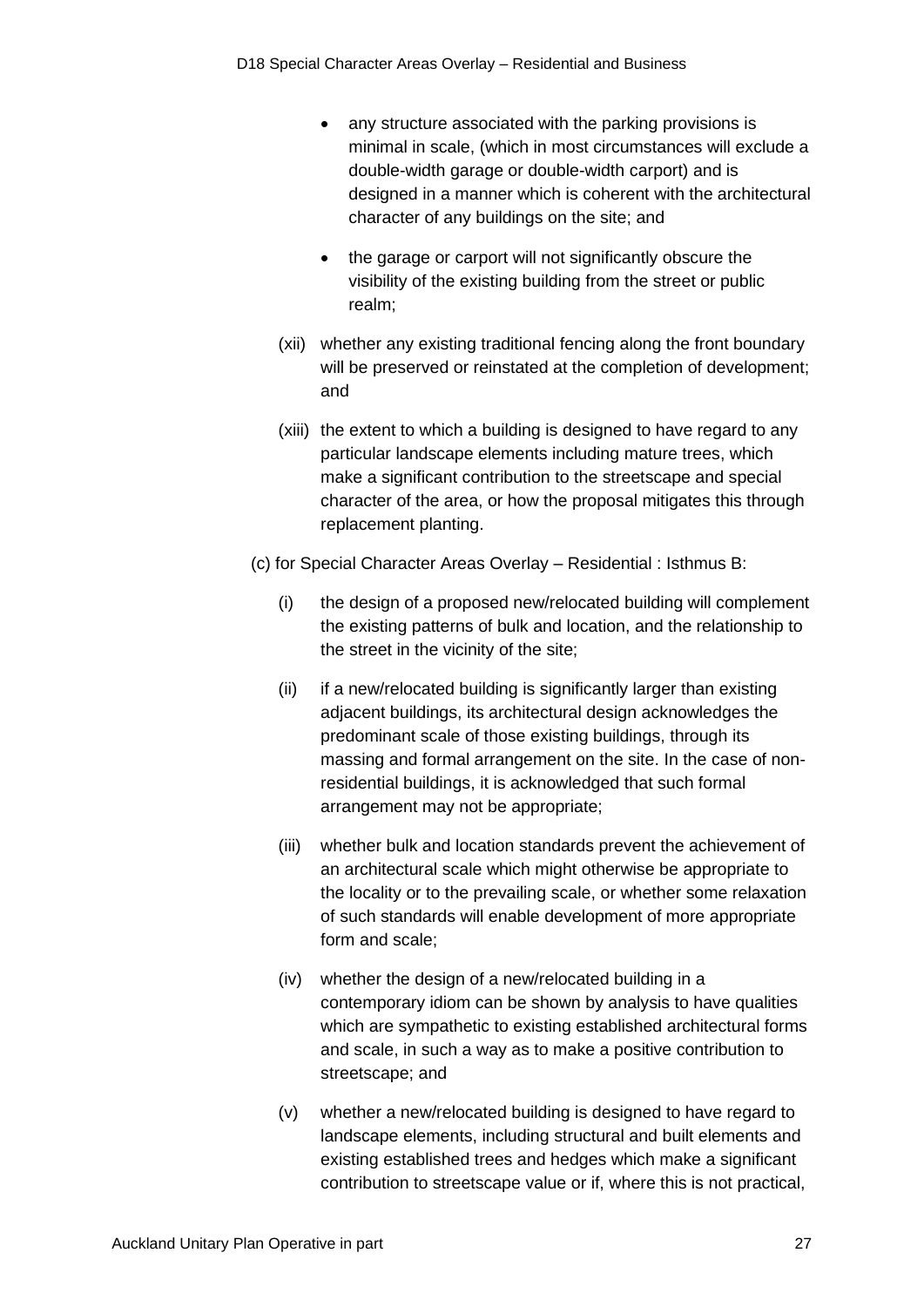- any structure associated with the parking provisions is minimal in scale, (which in most circumstances will exclude a double-width garage or double-width carport) and is designed in a manner which is coherent with the architectural character of any buildings on the site; and

- the garage or carport will not significantly obscure the visibility of the existing building from the street or public realm;

(xii) whether any existing traditional fencing along the front boundary will be preserved or reinstated at the completion of development; and

(xiii) the extent to which a building is designed to have regard to any particular landscape elements including mature trees, which make a significant contribution to the streetscape and special character of the area, or how the proposal mitigates this through replacement planting.

(c) for Special Character Areas Overlay – Residential : Isthmus B:

(i) the design of a proposed new/relocated building will complement the existing patterns of bulk and location, and the relationship to the street in the vicinity of the site;

(ii) if a new/relocated building is significantly larger than existing adjacent buildings, its architectural design acknowledges the predominant scale of those existing buildings, through its massing and formal arrangement on the site. In the case of non-residential buildings, it is acknowledged that such formal arrangement may not be appropriate;

(iii) whether bulk and location standards prevent the achievement of an architectural scale which might otherwise be appropriate to the locality or to the prevailing scale, or whether some relaxation of such standards will enable development of more appropriate form and scale;

(iv) whether the design of a new/relocated building in a contemporary idiom can be shown by analysis to have qualities which are sympathetic to existing established architectural forms and scale, in such a way as to make a positive contribution to streetscape; and

(v) whether a new/relocated building is designed to have regard to landscape elements, including structural and built elements and existing established trees and hedges which make a significant contribution to streetscape value or if, where this is not practical,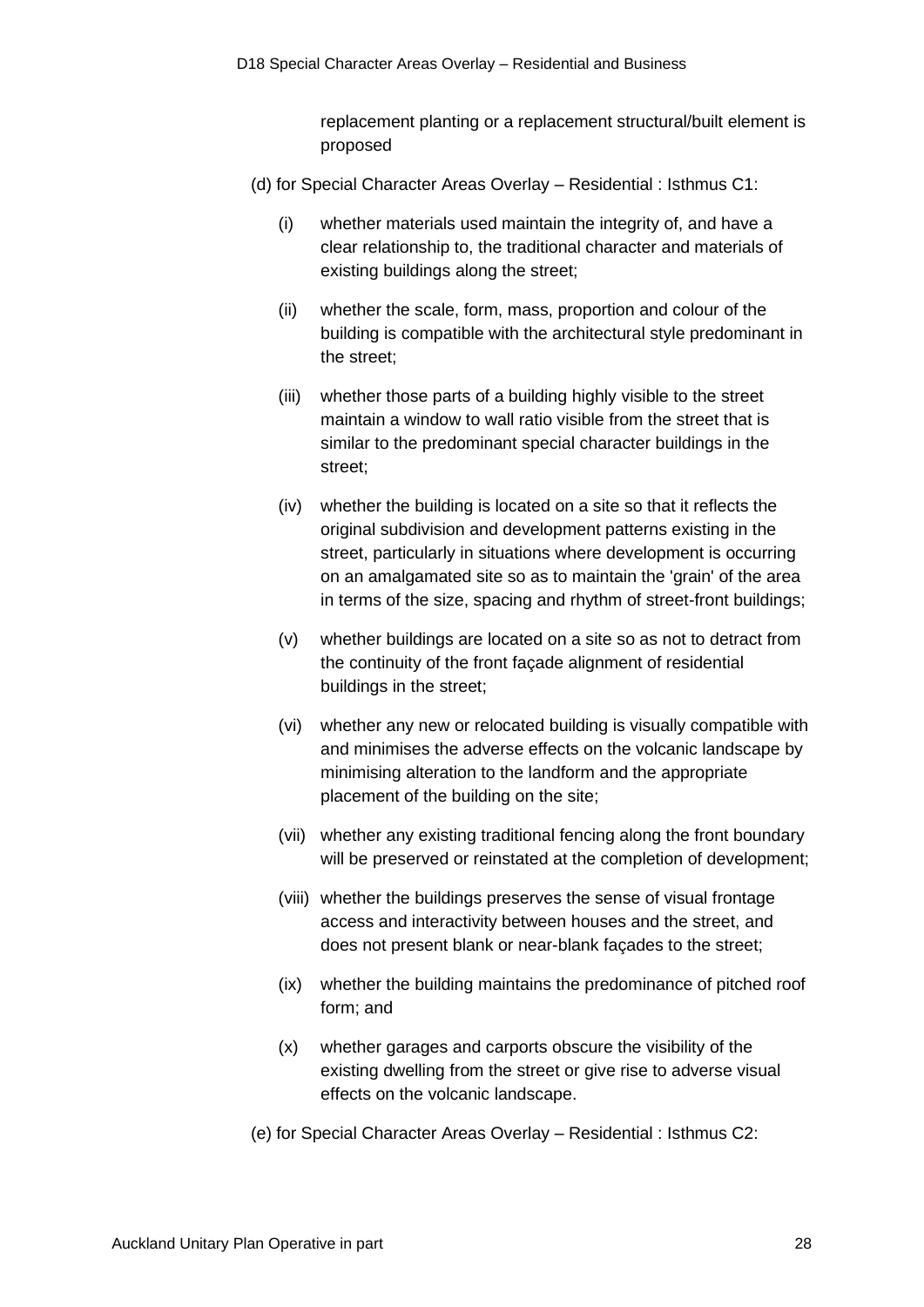replacement planting or a replacement structural/built element is proposed

(d) for Special Character Areas Overlay – Residential : Isthmus C1:

(i) whether materials used maintain the integrity of, and have a clear relationship to, the traditional character and materials of existing buildings along the street;

(ii) whether the scale, form, mass, proportion and colour of the building is compatible with the architectural style predominant in the street;

(iii) whether those parts of a building highly visible to the street maintain a window to wall ratio visible from the street that is similar to the predominant special character buildings in the street;

(iv) whether the building is located on a site so that it reflects the original subdivision and development patterns existing in the street, particularly in situations where development is occurring on an amalgamated site so as to maintain the 'grain' of the area in terms of the size, spacing and rhythm of street-front buildings;

(v) whether buildings are located on a site so as not to detract from the continuity of the front façade alignment of residential buildings in the street;

(vi) whether any new or relocated building is visually compatible with and minimises the adverse effects on the volcanic landscape by minimising alteration to the landform and the appropriate placement of the building on the site;

(vii) whether any existing traditional fencing along the front boundary will be preserved or reinstated at the completion of development;

(viii) whether the buildings preserves the sense of visual frontage access and interactivity between houses and the street, and does not present blank or near-blank façades to the street;

(ix) whether the building maintains the predominance of pitched roof form; and

(x) whether garages and carports obscure the visibility of the existing dwelling from the street or give rise to adverse visual effects on the volcanic landscape.

(e) for Special Character Areas Overlay – Residential : Isthmus C2: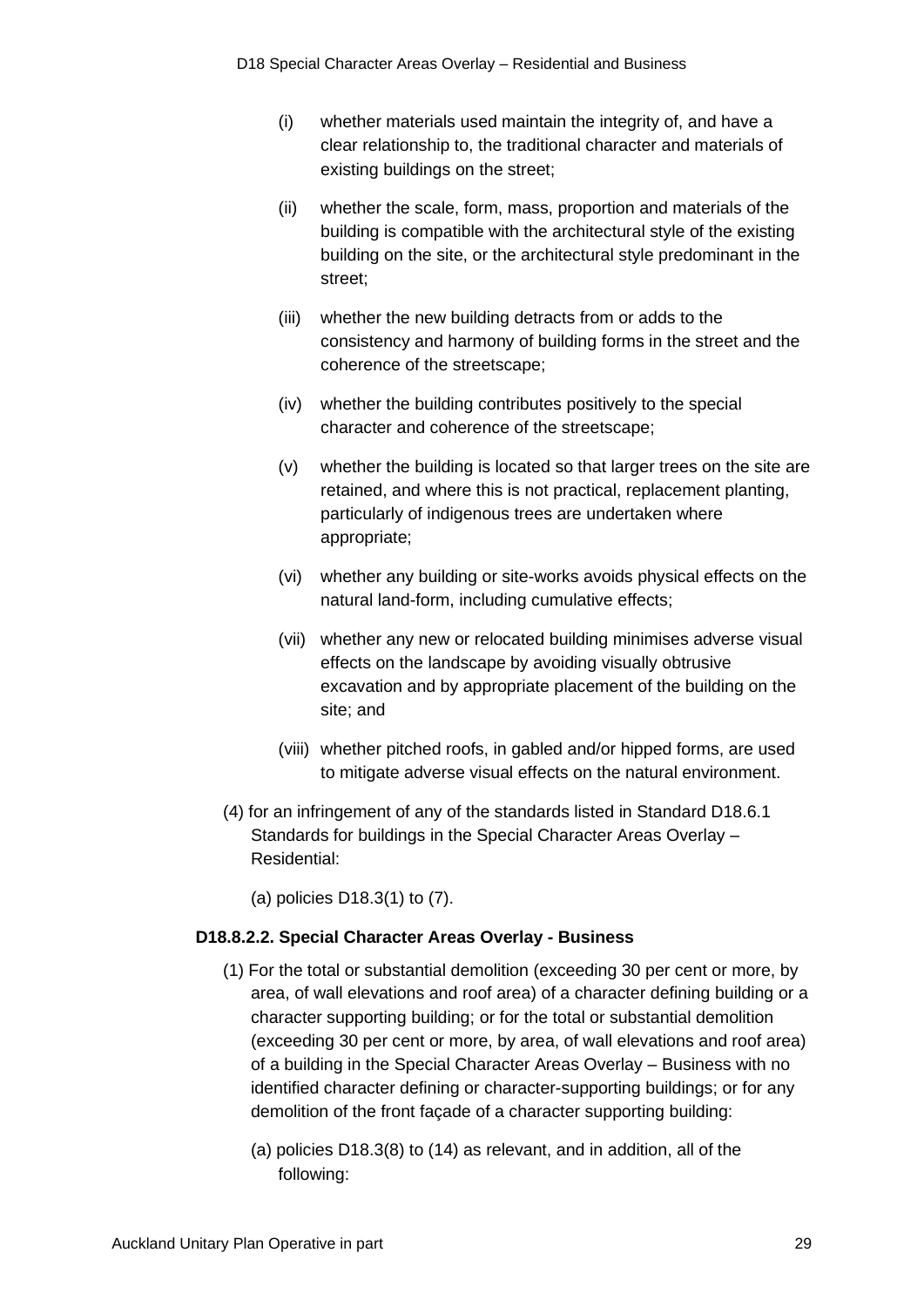(i) whether materials used maintain the integrity of, and have a clear relationship to, the traditional character and materials of existing buildings on the street;

(ii) whether the scale, form, mass, proportion and materials of the building is compatible with the architectural style of the existing building on the site, or the architectural style predominant in the street;

(iii) whether the new building detracts from or adds to the consistency and harmony of building forms in the street and the coherence of the streetscape;

(iv) whether the building contributes positively to the special character and coherence of the streetscape;

(v) whether the building is located so that larger trees on the site are retained, and where this is not practical, replacement planting, particularly of indigenous trees are undertaken where appropriate;

(vi) whether any building or site-works avoids physical effects on the natural land-form, including cumulative effects;

(vii) whether any new or relocated building minimises adverse visual effects on the landscape by avoiding visually obtrusive excavation and by appropriate placement of the building on the site; and

(viii) whether pitched roofs, in gabled and/or hipped forms, are used to mitigate adverse visual effects on the natural environment.

(4) for an infringement of any of the standards listed in Standard D18.6.1 Standards for buildings in the Special Character Areas Overlay – Residential:

(a) policies D18.3(1) to (7).

**D18.8.2.2. Special Character Areas Overlay - Business**

(1) For the total or substantial demolition (exceeding 30 per cent or more, by area, of wall elevations and roof area) of a character defining building or a character supporting building; or for the total or substantial demolition (exceeding 30 per cent or more, by area, of wall elevations and roof area) of a building in the Special Character Areas Overlay – Business with no identified character defining or character-supporting buildings; or for any demolition of the front façade of a character supporting building:

(a) policies D18.3(8) to (14) as relevant, and in addition, all of the following: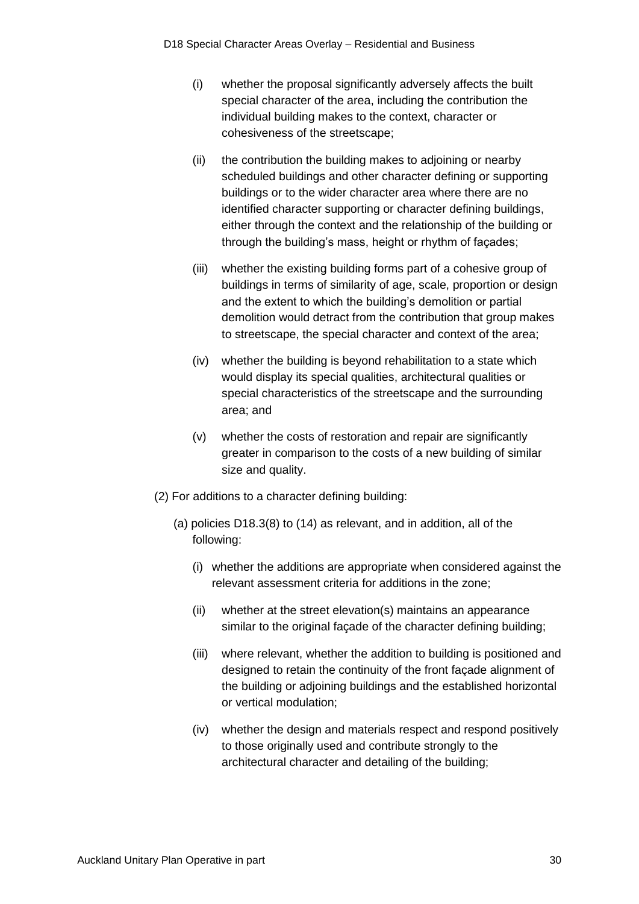(i) whether the proposal significantly adversely affects the built special character of the area, including the contribution the individual building makes to the context, character or cohesiveness of the streetscape;

(ii) the contribution the building makes to adjoining or nearby scheduled buildings and other character defining or supporting buildings or to the wider character area where there are no identified character supporting or character defining buildings, either through the context and the relationship of the building or through the building's mass, height or rhythm of façades;

(iii) whether the existing building forms part of a cohesive group of buildings in terms of similarity of age, scale, proportion or design and the extent to which the building's demolition or partial demolition would detract from the contribution that group makes to streetscape, the special character and context of the area;

(iv) whether the building is beyond rehabilitation to a state which would display its special qualities, architectural qualities or special characteristics of the streetscape and the surrounding area; and

(v) whether the costs of restoration and repair are significantly greater in comparison to the costs of a new building of similar size and quality.

(2) For additions to a character defining building:

(a) policies D18.3(8) to (14) as relevant, and in addition, all of the following:

(i) whether the additions are appropriate when considered against the relevant assessment criteria for additions in the zone;

(ii) whether at the street elevation(s) maintains an appearance similar to the original façade of the character defining building;

(iii) where relevant, whether the addition to building is positioned and designed to retain the continuity of the front façade alignment of the building or adjoining buildings and the established horizontal or vertical modulation;

(iv) whether the design and materials respect and respond positively to those originally used and contribute strongly to the architectural character and detailing of the building;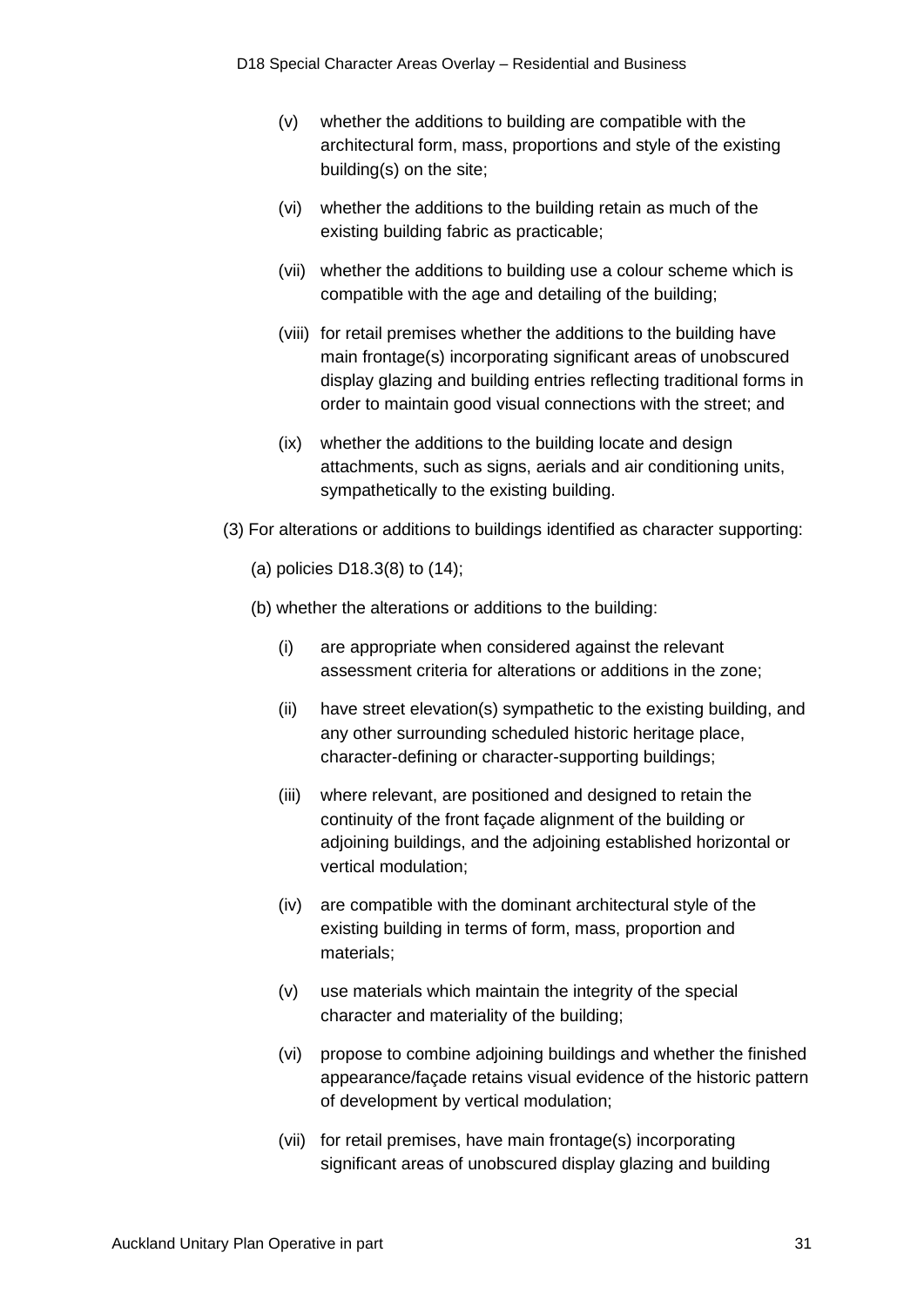(v) whether the additions to building are compatible with the architectural form, mass, proportions and style of the existing building(s) on the site;

(vi) whether the additions to the building retain as much of the existing building fabric as practicable;

(vii) whether the additions to building use a colour scheme which is compatible with the age and detailing of the building;

(viii) for retail premises whether the additions to the building have main frontage(s) incorporating significant areas of unobscured display glazing and building entries reflecting traditional forms in order to maintain good visual connections with the street; and

(ix) whether the additions to the building locate and design attachments, such as signs, aerials and air conditioning units, sympathetically to the existing building.

(3) For alterations or additions to buildings identified as character supporting:

(a) policies D18.3(8) to (14);

(b) whether the alterations or additions to the building:

(i) are appropriate when considered against the relevant assessment criteria for alterations or additions in the zone;

(ii) have street elevation(s) sympathetic to the existing building, and any other surrounding scheduled historic heritage place, character-defining or character-supporting buildings;

(iii) where relevant, are positioned and designed to retain the continuity of the front façade alignment of the building or adjoining buildings, and the adjoining established horizontal or vertical modulation;

(iv) are compatible with the dominant architectural style of the existing building in terms of form, mass, proportion and materials;

(v) use materials which maintain the integrity of the special character and materiality of the building;

(vi) propose to combine adjoining buildings and whether the finished appearance/façade retains visual evidence of the historic pattern of development by vertical modulation;

(vii) for retail premises, have main frontage(s) incorporating significant areas of unobscured display glazing and building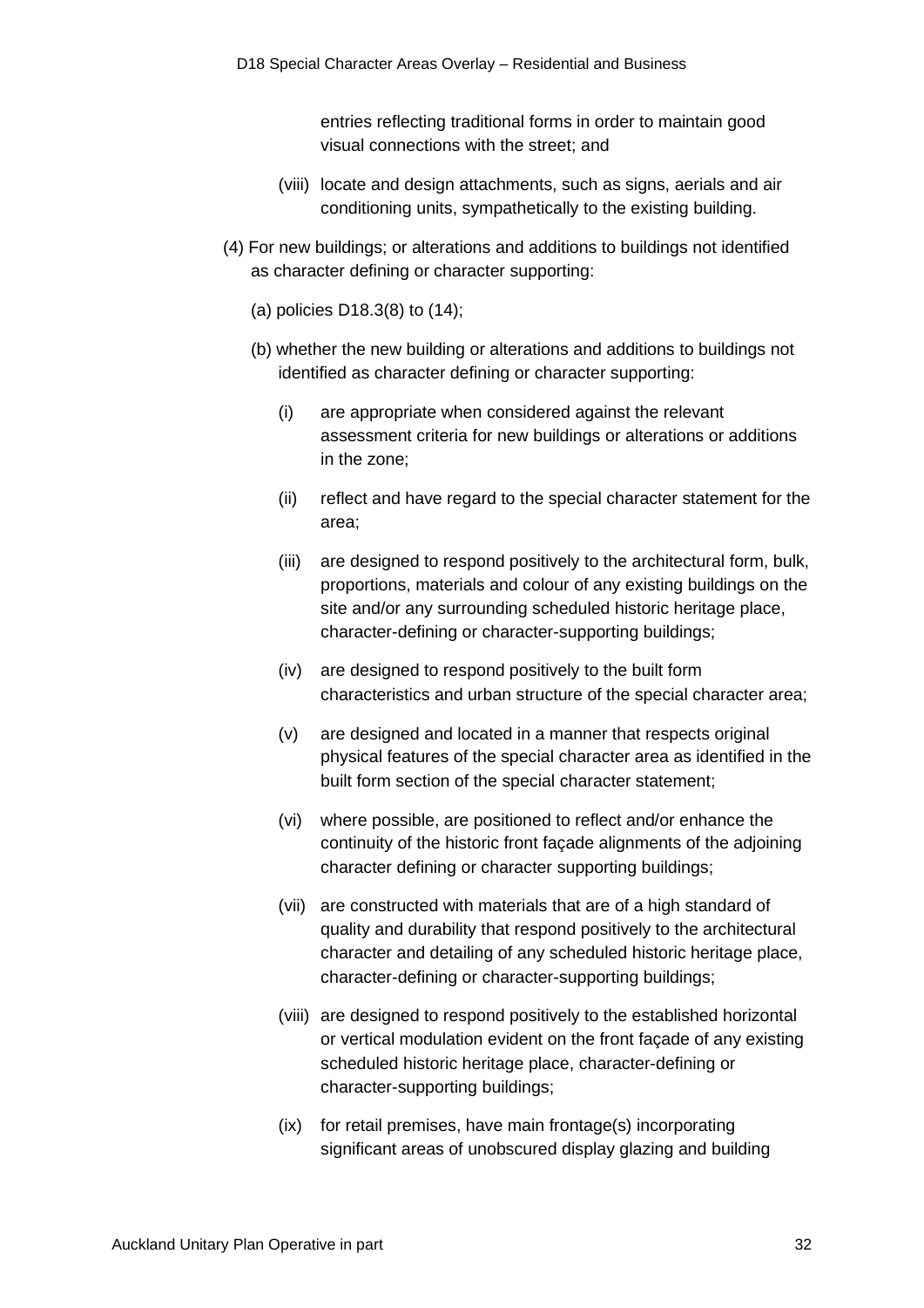entries reflecting traditional forms in order to maintain good visual connections with the street; and

(viii) locate and design attachments, such as signs, aerials and air conditioning units, sympathetically to the existing building.

(4) For new buildings; or alterations and additions to buildings not identified as character defining or character supporting:

(a) policies D18.3(8) to (14);

(b) whether the new building or alterations and additions to buildings not identified as character defining or character supporting:

(i) are appropriate when considered against the relevant assessment criteria for new buildings or alterations or additions in the zone;

(ii) reflect and have regard to the special character statement for the area;

(iii) are designed to respond positively to the architectural form, bulk, proportions, materials and colour of any existing buildings on the site and/or any surrounding scheduled historic heritage place, character-defining or character-supporting buildings;

(iv) are designed to respond positively to the built form characteristics and urban structure of the special character area;

(v) are designed and located in a manner that respects original physical features of the special character area as identified in the built form section of the special character statement;

(vi) where possible, are positioned to reflect and/or enhance the continuity of the historic front façade alignments of the adjoining character defining or character supporting buildings;

(vii) are constructed with materials that are of a high standard of quality and durability that respond positively to the architectural character and detailing of any scheduled historic heritage place, character-defining or character-supporting buildings;

(viii) are designed to respond positively to the established horizontal or vertical modulation evident on the front façade of any existing scheduled historic heritage place, character-defining or character-supporting buildings;

(ix) for retail premises, have main frontage(s) incorporating significant areas of unobscured display glazing and building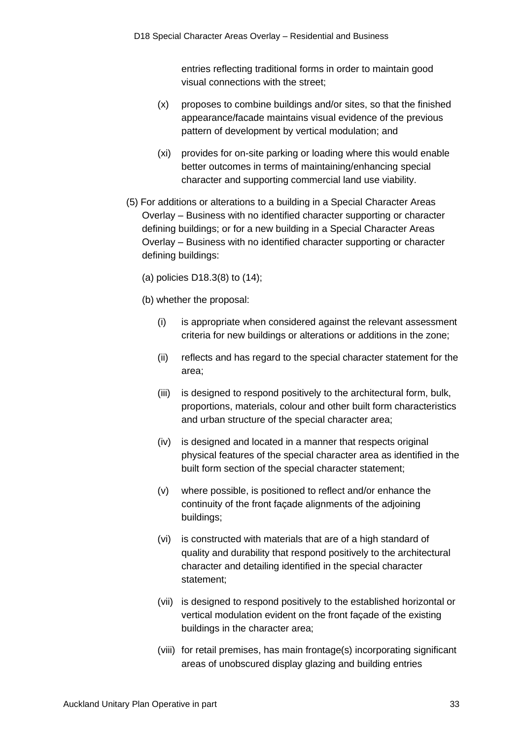entries reflecting traditional forms in order to maintain good visual connections with the street;

(x) proposes to combine buildings and/or sites, so that the finished appearance/facade maintains visual evidence of the previous pattern of development by vertical modulation; and

(xi) provides for on-site parking or loading where this would enable better outcomes in terms of maintaining/enhancing special character and supporting commercial land use viability.

(5) For additions or alterations to a building in a Special Character Areas Overlay – Business with no identified character supporting or character defining buildings; or for a new building in a Special Character Areas Overlay – Business with no identified character supporting or character defining buildings:

(a) policies D18.3(8) to (14);

(b) whether the proposal:

(i) is appropriate when considered against the relevant assessment criteria for new buildings or alterations or additions in the zone;

(ii) reflects and has regard to the special character statement for the area;

(iii) is designed to respond positively to the architectural form, bulk, proportions, materials, colour and other built form characteristics and urban structure of the special character area;

(iv) is designed and located in a manner that respects original physical features of the special character area as identified in the built form section of the special character statement;

(v) where possible, is positioned to reflect and/or enhance the continuity of the front façade alignments of the adjoining buildings;

(vi) is constructed with materials that are of a high standard of quality and durability that respond positively to the architectural character and detailing identified in the special character statement;

(vii) is designed to respond positively to the established horizontal or vertical modulation evident on the front façade of the existing buildings in the character area;

(viii) for retail premises, has main frontage(s) incorporating significant areas of unobscured display glazing and building entries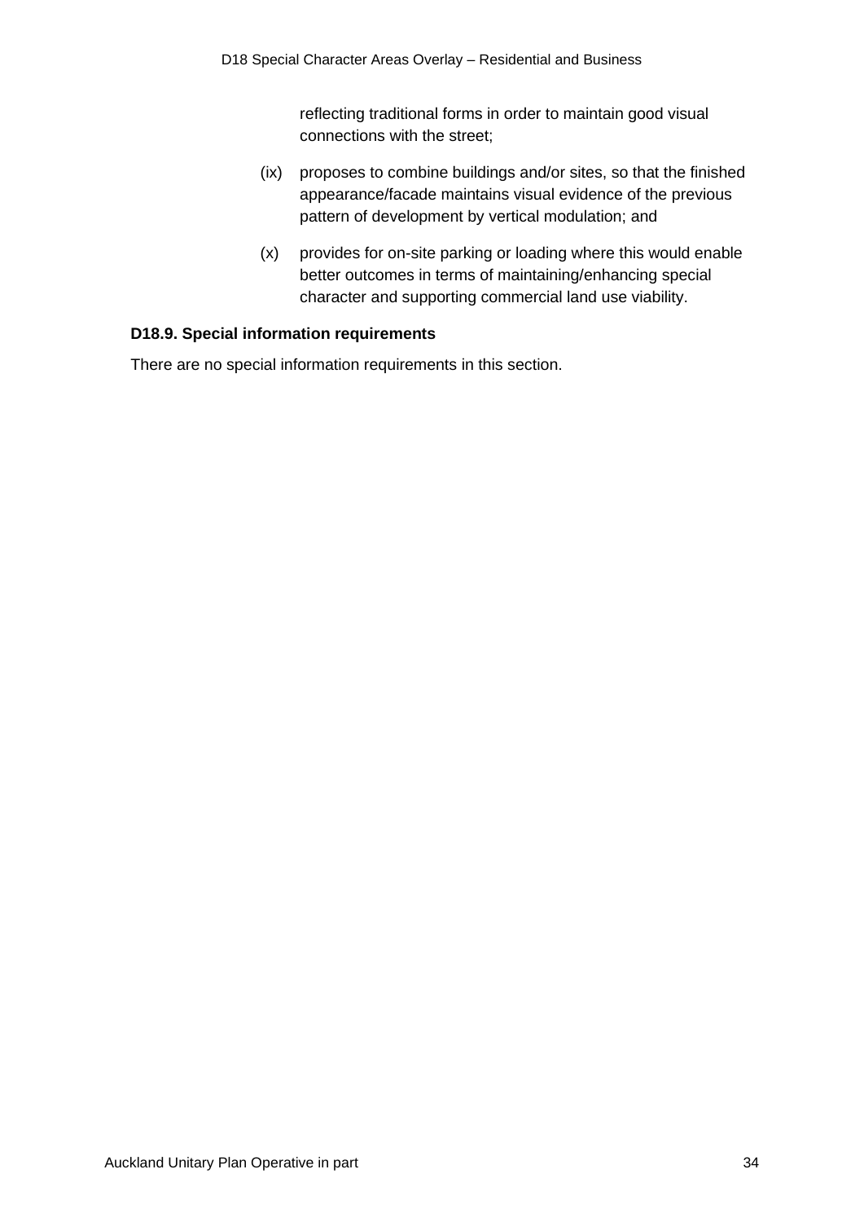reflecting traditional forms in order to maintain good visual connections with the street;

(ix) proposes to combine buildings and/or sites, so that the finished appearance/facade maintains visual evidence of the previous pattern of development by vertical modulation; and

(x) provides for on-site parking or loading where this would enable better outcomes in terms of maintaining/enhancing special character and supporting commercial land use viability.

**D18.9. Special information requirements**

There are no special information requirements in this section.